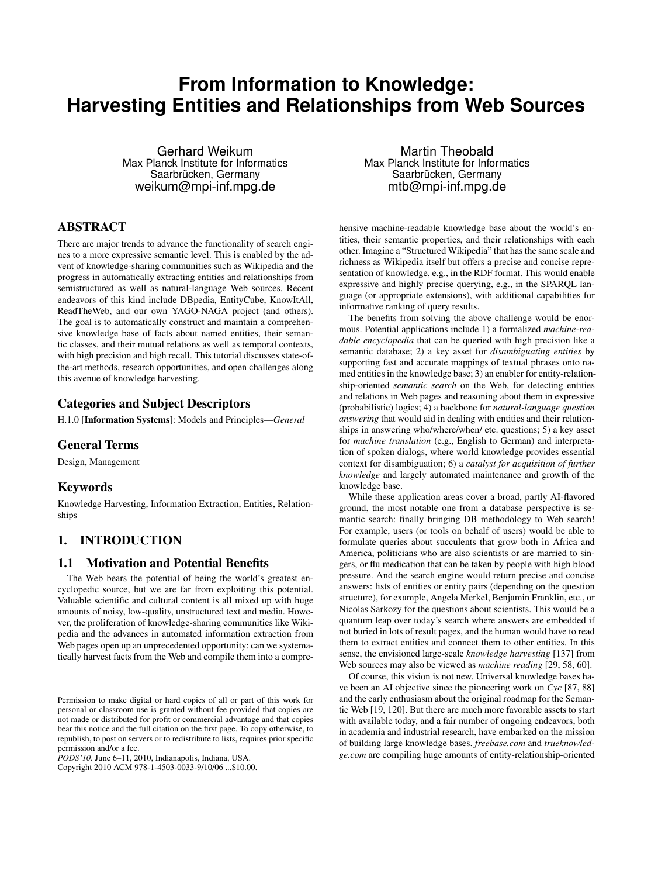# From Information to Knowledge: Harvesting Entities and Relationships from Web Sources

Gerhard Weikum
Max Planck Institute for Informatics
Saarbrücken, Germany
weikum@mpi-inf.mpg.de

Martin Theobald
Max Planck Institute for Informatics
Saarbrücken, Germany
mtb@mpi-inf.mpg.de

## ABSTRACT

There are major trends to advance the functionality of search engines to a more expressive semantic level. This is enabled by the advent of knowledge-sharing communities such as Wikipedia and the progress in automatically extracting entities and relationships from semistructured as well as natural-language Web sources. Recent endeavors of this kind include DBpedia, EntityCube, KnowItAll, ReadTheWeb, and our own YAGO-NAGA project (and others). The goal is to automatically construct and maintain a comprehensive knowledge base of facts about named entities, their semantic classes, and their mutual relations as well as temporal contexts, with high precision and high recall. This tutorial discusses state-of-the-art methods, research opportunities, and open challenges along this avenue of knowledge harvesting.

## Categories and Subject Descriptors

H.1.0 [**Information Systems**]: Models and Principles—*General*

## General Terms

Design, Management

## Keywords

Knowledge Harvesting, Information Extraction, Entities, Relationships

## 1. INTRODUCTION

### 1.1 Motivation and Potential Benefits

The Web bears the potential of being the world's greatest encyclopedic source, but we are far from exploiting this potential. Valuable scientific and cultural content is all mixed up with huge amounts of noisy, low-quality, unstructured text and media. However, the proliferation of knowledge-sharing communities like Wikipedia and the advances in automated information extraction from Web pages open up an unprecedented opportunity: can we systematically harvest facts from the Web and compile them into a comprehensive machine-readable knowledge base about the world's entities, their semantic properties, and their relationships with each other. Imagine a "Structured Wikipedia" that has the same scale and richness as Wikipedia itself but offers a precise and concise representation of knowledge, e.g., in the RDF format. This would enable expressive and highly precise querying, e.g., in the SPARQL language (or appropriate extensions), with additional capabilities for informative ranking of query results.

The benefits from solving the above challenge would be enormous. Potential applications include 1) a formalized *machine-readable encyclopedia* that can be queried with high precision like a semantic database; 2) a key asset for *disambiguating entities* by supporting fast and accurate mappings of textual phrases onto named entities in the knowledge base; 3) an enabler for entity-relationship-oriented *semantic search* on the Web, for detecting entities and relations in Web pages and reasoning about them in expressive (probabilistic) logics; 4) a backbone for *natural-language question answering* that would aid in dealing with entities and their relationships in answering who/where/when/ etc. questions; 5) a key asset for *machine translation* (e.g., English to German) and interpretation of spoken dialogs, where world knowledge provides essential context for disambiguation; 6) a *catalyst for acquisition of further knowledge* and largely automated maintenance and growth of the knowledge base.

While these application areas cover a broad, partly AI-flavored ground, the most notable one from a database perspective is semantic search: finally bringing DB methodology to Web search! For example, users (or tools on behalf of users) would be able to formulate queries about succulents that grow both in Africa and America, politicians who are also scientists or are married to singers, or flu medication that can be taken by people with high blood pressure. And the search engine would return precise and concise answers: lists of entities or entity pairs (depending on the question structure), for example, Angela Merkel, Benjamin Franklin, etc., or Nicolas Sarkozy for the questions about scientists. This would be a quantum leap over today's search where answers are embedded if not buried in lots of result pages, and the human would have to read them to extract entities and connect them to other entities. In this sense, the envisioned large-scale *knowledge harvesting* [137] from Web sources may also be viewed as *machine reading* [29, 58, 60].

Of course, this vision is not new. Universal knowledge bases have been an AI objective since the pioneering work on *Cyc* [87, 88] and the early enthusiasm about the original roadmap for the Semantic Web [19, 120]. But there are much more favorable assets to start with available today, and a fair number of ongoing endeavors, both in academia and industrial research, have embarked on the mission of building large knowledge bases. *freebase.com* and *trueknowledge.com* are compiling huge amounts of entity-relationship-oriented

Permission to make digital or hard copies of all or part of this work for personal or classroom use is granted without fee provided that copies are not made or distributed for profit or commercial advantage and that copies bear this notice and the full citation on the first page. To copy otherwise, to republish, to post on servers or to redistribute to lists, requires prior specific permission and/or a fee.
*PODS'10,* June 6–11, 2010, Indianapolis, Indiana, USA.
Copyright 2010 ACM 978-1-4503-0033-9/10/06 ...$10.00.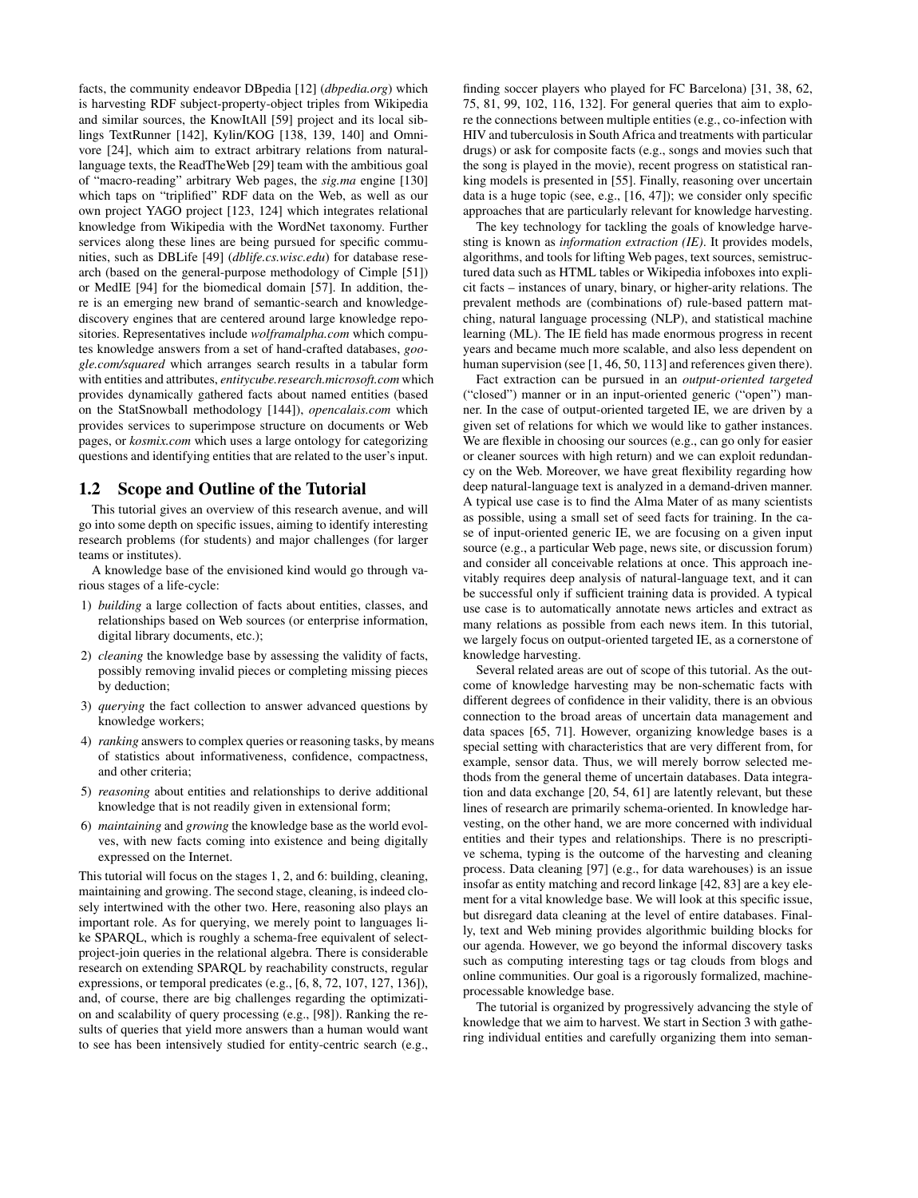facts, the community endeavor DBpedia [12] (*dbpedia.org*) which is harvesting RDF subject-property-object triples from Wikipedia and similar sources, the KnowItAll [59] project and its local siblings TextRunner [142], Kylin/KOG [138, 139, 140] and Omnivore [24], which aim to extract arbitrary relations from natural-language texts, the ReadTheWeb [29] team with the ambitious goal of "macro-reading" arbitrary Web pages, the *sig.ma* engine [130] which taps on "triplified" RDF data on the Web, as well as our own project YAGO project [123, 124] which integrates relational knowledge from Wikipedia with the WordNet taxonomy. Further services along these lines are being pursued for specific communities, such as DBLife [49] (*dblife.cs.wisc.edu*) for database research (based on the general-purpose methodology of Cimple [51]) or MedIE [94] for the biomedical domain [57]. In addition, there is an emerging new brand of semantic-search and knowledge-discovery engines that are centered around large knowledge repositories. Representatives include *wolframalpha.com* which computes knowledge answers from a set of hand-crafted databases, *google.com/squared* which arranges search results in a tabular form with entities and attributes, *entitycube.research.microsoft.com* which provides dynamically gathered facts about named entities (based on the StatSnowball methodology [144]), *opencalais.com* which provides services to superimpose structure on documents or Web pages, or *kosmix.com* which uses a large ontology for categorizing questions and identifying entities that are related to the user's input.

## 1.2 Scope and Outline of the Tutorial

This tutorial gives an overview of this research avenue, and will go into some depth on specific issues, aiming to identify interesting research problems (for students) and major challenges (for larger teams or institutes).

A knowledge base of the envisioned kind would go through various stages of a life-cycle:

1) *building* a large collection of facts about entities, classes, and relationships based on Web sources (or enterprise information, digital library documents, etc.);
2) *cleaning* the knowledge base by assessing the validity of facts, possibly removing invalid pieces or completing missing pieces by deduction;
3) *querying* the fact collection to answer advanced questions by knowledge workers;
4) *ranking* answers to complex queries or reasoning tasks, by means of statistics about informativeness, confidence, compactness, and other criteria;
5) *reasoning* about entities and relationships to derive additional knowledge that is not readily given in extensional form;
6) *maintaining* and *growing* the knowledge base as the world evolves, with new facts coming into existence and being digitally expressed on the Internet.

This tutorial will focus on the stages 1, 2, and 6: building, cleaning, maintaining and growing. The second stage, cleaning, is indeed closely intertwined with the other two. Here, reasoning also plays an important role. As for querying, we merely point to languages like SPARQL, which is roughly a schema-free equivalent of select-project-join queries in the relational algebra. There is considerable research on extending SPARQL by reachability constructs, regular expressions, or temporal predicates (e.g., [6, 8, 72, 107, 127, 136]), and, of course, there are big challenges regarding the optimization and scalability of query processing (e.g., [98]). Ranking the results of queries that yield more answers than a human would want to see has been intensively studied for entity-centric search (e.g., finding soccer players who played for FC Barcelona) [31, 38, 62, 75, 81, 99, 102, 116, 132]. For general queries that aim to explore the connections between multiple entities (e.g., co-infection with HIV and tuberculosis in South Africa and treatments with particular drugs) or ask for composite facts (e.g., songs and movies such that the song is played in the movie), recent progress on statistical ranking models is presented in [55]. Finally, reasoning over uncertain data is a huge topic (see, e.g., [16, 47]); we consider only specific approaches that are particularly relevant for knowledge harvesting.

The key technology for tackling the goals of knowledge harvesting is known as *information extraction (IE)*. It provides models, algorithms, and tools for lifting Web pages, text sources, semistructured data such as HTML tables or Wikipedia infoboxes into explicit facts – instances of unary, binary, or higher-arity relations. The prevalent methods are (combinations of) rule-based pattern matching, natural language processing (NLP), and statistical machine learning (ML). The IE field has made enormous progress in recent years and became much more scalable, and also less dependent on human supervision (see [1, 46, 50, 113] and references given there).

Fact extraction can be pursued in an *output-oriented targeted* ("closed") manner or in an input-oriented generic ("open") manner. In the case of output-oriented targeted IE, we are driven by a given set of relations for which we would like to gather instances. We are flexible in choosing our sources (e.g., can go only for easier or cleaner sources with high return) and we can exploit redundancy on the Web. Moreover, we have great flexibility regarding how deep natural-language text is analyzed in a demand-driven manner. A typical use case is to find the Alma Mater of as many scientists as possible, using a small set of seed facts for training. In the case of input-oriented generic IE, we are focusing on a given input source (e.g., a particular Web page, news site, or discussion forum) and consider all conceivable relations at once. This approach inevitably requires deep analysis of natural-language text, and it can be successful only if sufficient training data is provided. A typical use case is to automatically annotate news articles and extract as many relations as possible from each news item. In this tutorial, we largely focus on output-oriented targeted IE, as a cornerstone of knowledge harvesting.

Several related areas are out of scope of this tutorial. As the outcome of knowledge harvesting may be non-schematic facts with different degrees of confidence in their validity, there is an obvious connection to the broad areas of uncertain data management and data spaces [65, 71]. However, organizing knowledge bases is a special setting with characteristics that are very different from, for example, sensor data. Thus, we will merely borrow selected methods from the general theme of uncertain databases. Data integration and data exchange [20, 54, 61] are latently relevant, but these lines of research are primarily schema-oriented. In knowledge harvesting, on the other hand, we are more concerned with individual entities and their types and relationships. There is no prescriptive schema, typing is the outcome of the harvesting and cleaning process. Data cleaning [97] (e.g., for data warehouses) is an issue insofar as entity matching and record linkage [42, 83] are a key element for a vital knowledge base. We will look at this specific issue, but disregard data cleaning at the level of entire databases. Finally, text and Web mining provides algorithmic building blocks for our agenda. However, we go beyond the informal discovery tasks such as computing interesting tags or tag clouds from blogs and online communities. Our goal is a rigorously formalized, machine-processable knowledge base.

The tutorial is organized by progressively advancing the style of knowledge that we aim to harvest. We start in Section 3 with gathering individual entities and carefully organizing them into seman-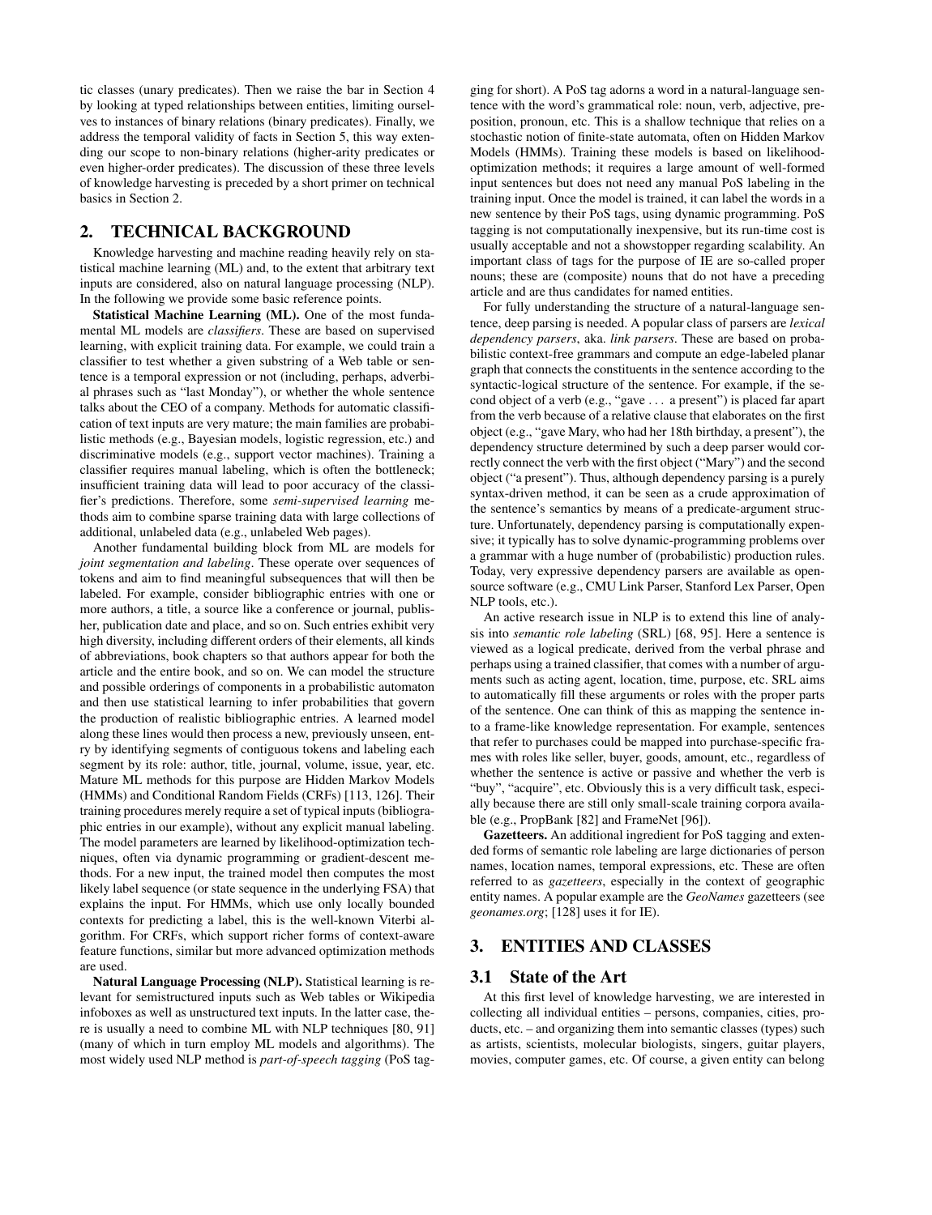tic classes (unary predicates). Then we raise the bar in Section 4 by looking at typed relationships between entities, limiting ourselves to instances of binary relations (binary predicates). Finally, we address the temporal validity of facts in Section 5, this way extending our scope to non-binary relations (higher-arity predicates or even higher-order predicates). The discussion of these three levels of knowledge harvesting is preceded by a short primer on technical basics in Section 2.

## 2. TECHNICAL BACKGROUND

Knowledge harvesting and machine reading heavily rely on statistical machine learning (ML) and, to the extent that arbitrary text inputs are considered, also on natural language processing (NLP). In the following we provide some basic reference points.

**Statistical Machine Learning (ML).** One of the most fundamental ML models are *classifiers*. These are based on supervised learning, with explicit training data. For example, we could train a classifier to test whether a given substring of a Web table or sentence is a temporal expression or not (including, perhaps, adverbial phrases such as "last Monday"), or whether the whole sentence talks about the CEO of a company. Methods for automatic classification of text inputs are very mature; the main families are probabilistic methods (e.g., Bayesian models, logistic regression, etc.) and discriminative models (e.g., support vector machines). Training a classifier requires manual labeling, which is often the bottleneck; insufficient training data will lead to poor accuracy of the classifier's predictions. Therefore, some *semi-supervised learning* methods aim to combine sparse training data with large collections of additional, unlabeled data (e.g., unlabeled Web pages).

Another fundamental building block from ML are models for *joint segmentation and labeling*. These operate over sequences of tokens and aim to find meaningful subsequences that will then be labeled. For example, consider bibliographic entries with one or more authors, a title, a source like a conference or journal, publisher, publication date and place, and so on. Such entries exhibit very high diversity, including different orders of their elements, all kinds of abbreviations, book chapters so that authors appear for both the article and the entire book, and so on. We can model the structure and possible orderings of components in a probabilistic automaton and then use statistical learning to infer probabilities that govern the production of realistic bibliographic entries. A learned model along these lines would then process a new, previously unseen, entry by identifying segments of contiguous tokens and labeling each segment by its role: author, title, journal, volume, issue, year, etc. Mature ML methods for this purpose are Hidden Markov Models (HMMs) and Conditional Random Fields (CRFs) [113, 126]. Their training procedures merely require a set of typical inputs (bibliographic entries in our example), without any explicit manual labeling. The model parameters are learned by likelihood-optimization techniques, often via dynamic programming or gradient-descent methods. For a new input, the trained model then computes the most likely label sequence (or state sequence in the underlying FSA) that explains the input. For HMMs, which use only locally bounded contexts for predicting a label, this is the well-known Viterbi algorithm. For CRFs, which support richer forms of context-aware feature functions, similar but more advanced optimization methods are used.

**Natural Language Processing (NLP).** Statistical learning is relevant for semistructured inputs such as Web tables or Wikipedia infoboxes as well as unstructured text inputs. In the latter case, there is usually a need to combine ML with NLP techniques [80, 91] (many of which in turn employ ML models and algorithms). The most widely used NLP method is *part-of-speech tagging* (PoS tagging for short). A PoS tag adorns a word in a natural-language sentence with the word's grammatical role: noun, verb, adjective, preposition, pronoun, etc. This is a shallow technique that relies on a stochastic notion of finite-state automata, often on Hidden Markov Models (HMMs). Training these models is based on likelihood-optimization methods; it requires a large amount of well-formed input sentences but does not need any manual PoS labeling in the training input. Once the model is trained, it can label the words in a new sentence by their PoS tags, using dynamic programming. PoS tagging is not computationally inexpensive, but its run-time cost is usually acceptable and not a showstopper regarding scalability. An important class of tags for the purpose of IE are so-called proper nouns; these are (composite) nouns that do not have a preceding article and are thus candidates for named entities.

For fully understanding the structure of a natural-language sentence, deep parsing is needed. A popular class of parsers are *lexical dependency parsers*, aka. *link parsers*. These are based on probabilistic context-free grammars and compute an edge-labeled planar graph that connects the constituents in the sentence according to the syntactic-logical structure of the sentence. For example, if the second object of a verb (e.g., "gave . . . a present") is placed far apart from the verb because of a relative clause that elaborates on the first object (e.g., "gave Mary, who had her 18th birthday, a present"), the dependency structure determined by such a deep parser would correctly connect the verb with the first object ("Mary") and the second object ("a present"). Thus, although dependency parsing is a purely syntax-driven method, it can be seen as a crude approximation of the sentence's semantics by means of a predicate-argument structure. Unfortunately, dependency parsing is computationally expensive; it typically has to solve dynamic-programming problems over a grammar with a huge number of (probabilistic) production rules. Today, very expressive dependency parsers are available as open-source software (e.g., CMU Link Parser, Stanford Lex Parser, Open NLP tools, etc.).

An active research issue in NLP is to extend this line of analysis into *semantic role labeling* (SRL) [68, 95]. Here a sentence is viewed as a logical predicate, derived from the verbal phrase and perhaps using a trained classifier, that comes with a number of arguments such as acting agent, location, time, purpose, etc. SRL aims to automatically fill these arguments or roles with the proper parts of the sentence. One can think of this as mapping the sentence into a frame-like knowledge representation. For example, sentences that refer to purchases could be mapped into purchase-specific frames with roles like seller, buyer, goods, amount, etc., regardless of whether the sentence is active or passive and whether the verb is "buy", "acquire", etc. Obviously this is a very difficult task, especially because there are still only small-scale training corpora available (e.g., PropBank [82] and FrameNet [96]).

**Gazetteers.** An additional ingredient for PoS tagging and extended forms of semantic role labeling are large dictionaries of person names, location names, temporal expressions, etc. These are often referred to as *gazetteers*, especially in the context of geographic entity names. A popular example are the *GeoNames* gazetteers (see *geonames.org*; [128] uses it for IE).

## 3. ENTITIES AND CLASSES

### 3.1 State of the Art

At this first level of knowledge harvesting, we are interested in collecting all individual entities – persons, companies, cities, products, etc. – and organizing them into semantic classes (types) such as artists, scientists, molecular biologists, singers, guitar players, movies, computer games, etc. Of course, a given entity can belong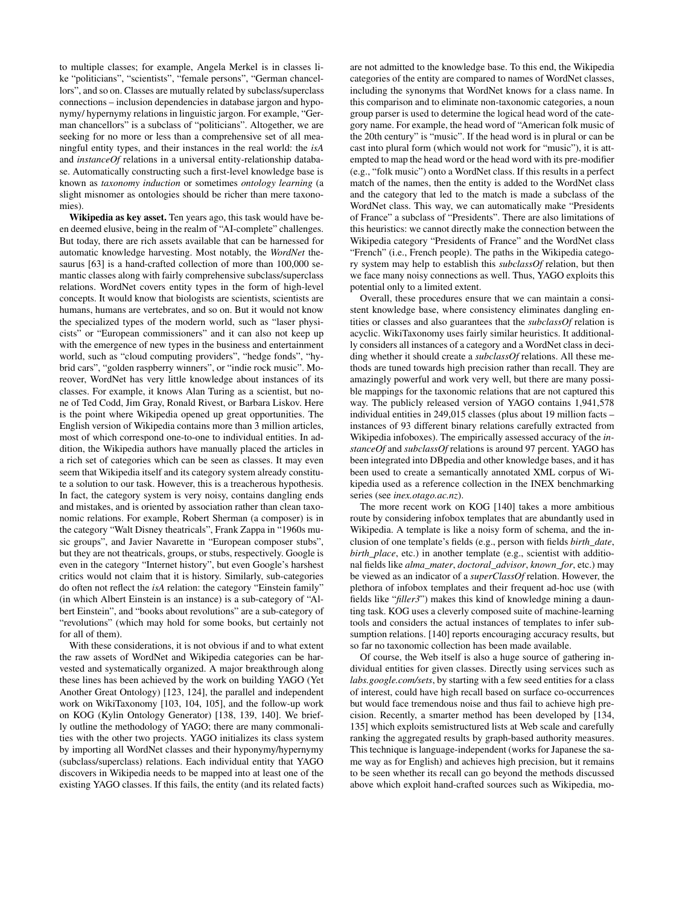to multiple classes; for example, Angela Merkel is in classes like "politicians", "scientists", "female persons", "German chancellors", and so on. Classes are mutually related by subclass/superclass connections – inclusion dependencies in database jargon and hyponymy/ hypernymy relations in linguistic jargon. For example, "German chancellors" is a subclass of "politicians". Altogether, we are seeking for no more or less than a comprehensive set of all meaningful entity types, and their instances in the real world: the *isA* and *instanceOf* relations in a universal entity-relationship database. Automatically constructing such a first-level knowledge base is known as *taxonomy induction* or sometimes *ontology learning* (a slight misnomer as ontologies should be richer than mere taxonomies).

**Wikipedia as key asset.** Ten years ago, this task would have been deemed elusive, being in the realm of "AI-complete" challenges. But today, there are rich assets available that can be harnessed for automatic knowledge harvesting. Most notably, the *WordNet* thesaurus [63] is a hand-crafted collection of more than 100,000 semantic classes along with fairly comprehensive subclass/superclass relations. WordNet covers entity types in the form of high-level concepts. It would know that biologists are scientists, scientists are humans, humans are vertebrates, and so on. But it would not know the specialized types of the modern world, such as "laser physicists" or "European commissioners" and it can also not keep up with the emergence of new types in the business and entertainment world, such as "cloud computing providers", "hedge fonds", "hybrid cars", "golden raspberry winners", or "indie rock music". Moreover, WordNet has very little knowledge about instances of its classes. For example, it knows Alan Turing as a scientist, but none of Ted Codd, Jim Gray, Ronald Rivest, or Barbara Liskov. Here is the point where Wikipedia opened up great opportunities. The English version of Wikipedia contains more than 3 million articles, most of which correspond one-to-one to individual entities. In addition, the Wikipedia authors have manually placed the articles in a rich set of categories which can be seen as classes. It may even seem that Wikipedia itself and its category system already constitute a solution to our task. However, this is a treacherous hypothesis. In fact, the category system is very noisy, contains dangling ends and mistakes, and is oriented by association rather than clean taxonomic relations. For example, Robert Sherman (a composer) is in the category "Walt Disney theatricals", Frank Zappa in "1960s music groups", and Javier Navarette in "European composer stubs", but they are not theatricals, groups, or stubs, respectively. Google is even in the category "Internet history", but even Google's harshest critics would not claim that it is history. Similarly, sub-categories do often not reflect the *isA* relation: the category "Einstein family" (in which Albert Einstein is an instance) is a sub-category of "Albert Einstein", and "books about revolutions" are a sub-category of "revolutions" (which may hold for some books, but certainly not for all of them).

With these considerations, it is not obvious if and to what extent the raw assets of WordNet and Wikipedia categories can be harvested and systematically organized. A major breakthrough along these lines has been achieved by the work on building YAGO (Yet Another Great Ontology) [123, 124], the parallel and independent work on WikiTaxonomy [103, 104, 105], and the follow-up work on KOG (Kylin Ontology Generator) [138, 139, 140]. We briefly outline the methodology of YAGO; there are many commonalities with the other two projects. YAGO initializes its class system by importing all WordNet classes and their hyponymy/hypernymy (subclass/superclass) relations. Each individual entity that YAGO discovers in Wikipedia needs to be mapped into at least one of the existing YAGO classes. If this fails, the entity (and its related facts) are not admitted to the knowledge base. To this end, the Wikipedia categories of the entity are compared to names of WordNet classes, including the synonyms that WordNet knows for a class name. In this comparison and to eliminate non-taxonomic categories, a noun group parser is used to determine the logical head word of the category name. For example, the head word of "American folk music of the 20th century" is "music". If the head word is in plural or can be cast into plural form (which would not work for "music"), it is attempted to map the head word or the head word with its pre-modifier (e.g., "folk music") onto a WordNet class. If this results in a perfect match of the names, then the entity is added to the WordNet class and the category that led to the match is made a subclass of the WordNet class. This way, we can automatically make "Presidents of France" a subclass of "Presidents". There are also limitations of this heuristics: we cannot directly make the connection between the Wikipedia category "Presidents of France" and the WordNet class "French" (i.e., French people). The paths in the Wikipedia category system may help to establish this *subclassOf* relation, but then we face many noisy connections as well. Thus, YAGO exploits this potential only to a limited extent.

Overall, these procedures ensure that we can maintain a consistent knowledge base, where consistency eliminates dangling entities or classes and also guarantees that the *subclassOf* relation is acyclic. WikiTaxonomy uses fairly similar heuristics. It additionally considers all instances of a category and a WordNet class in deciding whether it should create a *subclassOf* relations. All these methods are tuned towards high precision rather than recall. They are amazingly powerful and work very well, but there are many possible mappings for the taxonomic relations that are not captured this way. The publicly released version of YAGO contains 1,941,578 individual entities in 249,015 classes (plus about 19 million facts – instances of 93 different binary relations carefully extracted from Wikipedia infoboxes). The empirically assessed accuracy of the *instanceOf* and *subclassOf* relations is around 97 percent. YAGO has been integrated into DBpedia and other knowledge bases, and it has been used to create a semantically annotated XML corpus of Wikipedia used as a reference collection in the INEX benchmarking series (see *inex.otago.ac.nz*).

The more recent work on KOG [140] takes a more ambitious route by considering infobox templates that are abundantly used in Wikipedia. A template is like a noisy form of schema, and the inclusion of one template's fields (e.g., person with fields *birth_date*, *birth_place*, etc.) in another template (e.g., scientist with additional fields like *alma_mater*, *doctoral_advisor*, *known_for*, etc.) may be viewed as an indicator of a *superClassOf* relation. However, the plethora of infobox templates and their frequent ad-hoc use (with fields like "*filler3*") makes this kind of knowledge mining a daunting task. KOG uses a cleverly composed suite of machine-learning tools and considers the actual instances of templates to infer subsumption relations. [140] reports encouraging accuracy results, but so far no taxonomic collection has been made available.

Of course, the Web itself is also a huge source of gathering individual entities for given classes. Directly using services such as *labs.google.com/sets*, by starting with a few seed entities for a class of interest, could have high recall based on surface co-occurrences but would face tremendous noise and thus fail to achieve high precision. Recently, a smarter method has been developed by [134, 135] which exploits semistructured lists at Web scale and carefully ranking the aggregated results by graph-based authority measures. This technique is language-independent (works for Japanese the same way as for English) and achieves high precision, but it remains to be seen whether its recall can go beyond the methods discussed above which exploit hand-crafted sources such as Wikipedia, mo-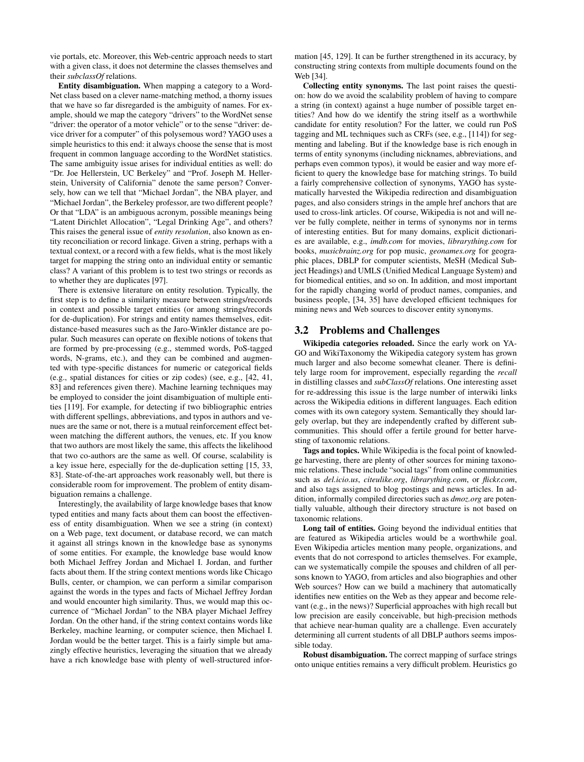vie portals, etc. Moreover, this Web-centric approach needs to start with a given class, it does not determine the classes themselves and their *subclassOf* relations.

**Entity disambiguation.** When mapping a category to a WordNet class based on a clever name-matching method, a thorny issues that we have so far disregarded is the ambiguity of names. For example, should we map the category "drivers" to the WordNet sense "driver: the operator of a motor vehicle" or to the sense "driver: device driver for a computer" of this polysemous word? YAGO uses a simple heuristics to this end: it always choose the sense that is most frequent in common language according to the WordNet statistics. The same ambiguity issue arises for individual entities as well: do "Dr. Joe Hellerstein, UC Berkeley" and "Prof. Joseph M. Hellerstein, University of California" denote the same person? Conversely, how can we tell that "Michael Jordan", the NBA player, and "Michael Jordan", the Berkeley professor, are two different people? Or that "LDA" is an ambiguous acronym, possible meanings being "Latent Dirichlet Allocation", "Legal Drinking Age", and others? This raises the general issue of *entity resolution*, also known as entity reconciliation or record linkage. Given a string, perhaps with a textual context, or a record with a few fields, what is the most likely target for mapping the string onto an individual entity or semantic class? A variant of this problem is to test two strings or records as to whether they are duplicates [97].

There is extensive literature on entity resolution. Typically, the first step is to define a similarity measure between strings/records in context and possible target entities (or among strings/records for de-duplication). For strings and entity names themselves, edit-distance-based measures such as the Jaro-Winkler distance are popular. Such measures can operate on flexible notions of tokens that are formed by pre-processing (e.g., stemmed words, PoS-tagged words, N-grams, etc.), and they can be combined and augmented with type-specific distances for numeric or categorical fields (e.g., spatial distances for cities or zip codes) (see, e.g., [42, 41, 83] and references given there). Machine learning techniques may be employed to consider the joint disambiguation of multiple entities [119]. For example, for detecting if two bibliographic entries with different spellings, abbreviations, and typos in authors and venues are the same or not, there is a mutual reinforcement effect between matching the different authors, the venues, etc. If you know that two authors are most likely the same, this affects the likelihood that two co-authors are the same as well. Of course, scalability is a key issue here, especially for the de-duplication setting [15, 33, 83]. State-of-the-art approaches work reasonably well, but there is considerable room for improvement. The problem of entity disambiguation remains a challenge.

Interestingly, the availability of large knowledge bases that know typed entities and many facts about them can boost the effectiveness of entity disambiguation. When we see a string (in context) on a Web page, text document, or database record, we can match it against all strings known in the knowledge base as synonyms of some entities. For example, the knowledge base would know both Michael Jeffrey Jordan and Michael I. Jordan, and further facts about them. If the string context mentions words like Chicago Bulls, center, or champion, we can perform a similar comparison against the words in the types and facts of Michael Jeffrey Jordan and would encounter high similarity. Thus, we would map this occurrence of "Michael Jordan" to the NBA player Michael Jeffrey Jordan. On the other hand, if the string context contains words like Berkeley, machine learning, or computer science, then Michael I. Jordan would be the better target. This is a fairly simple but amazingly effective heuristics, leveraging the situation that we already have a rich knowledge base with plenty of well-structured information [45, 129]. It can be further strengthened in its accuracy, by constructing string contexts from multiple documents found on the Web [34].

**Collecting entity synonyms.** The last point raises the question: how do we avoid the scalability problem of having to compare a string (in context) against a huge number of possible target entities? And how do we identify the string itself as a worthwhile candidate for entity resolution? For the latter, we could run PoS tagging and ML techniques such as CRFs (see, e.g., [114]) for segmenting and labeling. But if the knowledge base is rich enough in terms of entity synonyms (including nicknames, abbreviations, and perhaps even common typos), it would be easier and way more efficient to query the knowledge base for matching strings. To build a fairly comprehensive collection of synonyms, YAGO has systematically harvested the Wikipedia redirection and disambiguation pages, and also considers strings in the ample href anchors that are used to cross-link articles. Of course, Wikipedia is not and will never be fully complete, neither in terms of synonyms nor in terms of interesting entities. But for many domains, explicit dictionaries are available, e.g., *imdb.com* for movies, *librarything.com* for books, *musicbrainz.org* for pop music, *geonames.org* for geographic places, DBLP for computer scientists, MeSH (Medical Subject Headings) and UMLS (Unified Medical Language System) and for biomedical entities, and so on. In addition, and most important for the rapidly changing world of product names, companies, and business people, [34, 35] have developed efficient techniques for mining news and Web sources to discover entity synonyms.

## 3.2 Problems and Challenges

**Wikipedia categories reloaded.** Since the early work on YAGO and WikiTaxonomy the Wikipedia category system has grown much larger and also become somewhat cleaner. There is definitely large room for improvement, especially regarding the *recall* in distilling classes and *subClassOf* relations. One interesting asset for re-addressing this issue is the large number of interwiki links across the Wikipedia editions in different languages. Each edition comes with its own category system. Semantically they should largely overlap, but they are independently crafted by different subcommunities. This should offer a fertile ground for better harvesting of taxonomic relations.

**Tags and topics.** While Wikipedia is the focal point of knowledge harvesting, there are plenty of other sources for mining taxonomic relations. These include "social tags" from online communities such as *del.icio.us*, *citeulike.org*, *librarything.com*, or *flickr.com*, and also tags assigned to blog postings and news articles. In addition, informally compiled directories such as *dmoz.org* are potentially valuable, although their directory structure is not based on taxonomic relations.

**Long tail of entities.** Going beyond the individual entities that are featured as Wikipedia articles would be a worthwhile goal. Even Wikipedia articles mention many people, organizations, and events that do not correspond to articles themselves. For example, can we systematically compile the spouses and children of all persons known to YAGO, from articles and also biographies and other Web sources? How can we build a machinery that automatically identifies new entities on the Web as they appear and become relevant (e.g., in the news)? Superficial approaches with high recall but low precision are easily conceivable, but high-precision methods that achieve near-human quality are a challenge. Even accurately determining all current students of all DBLP authors seems impossible today.

**Robust disambiguation.** The correct mapping of surface strings onto unique entities remains a very difficult problem. Heuristics go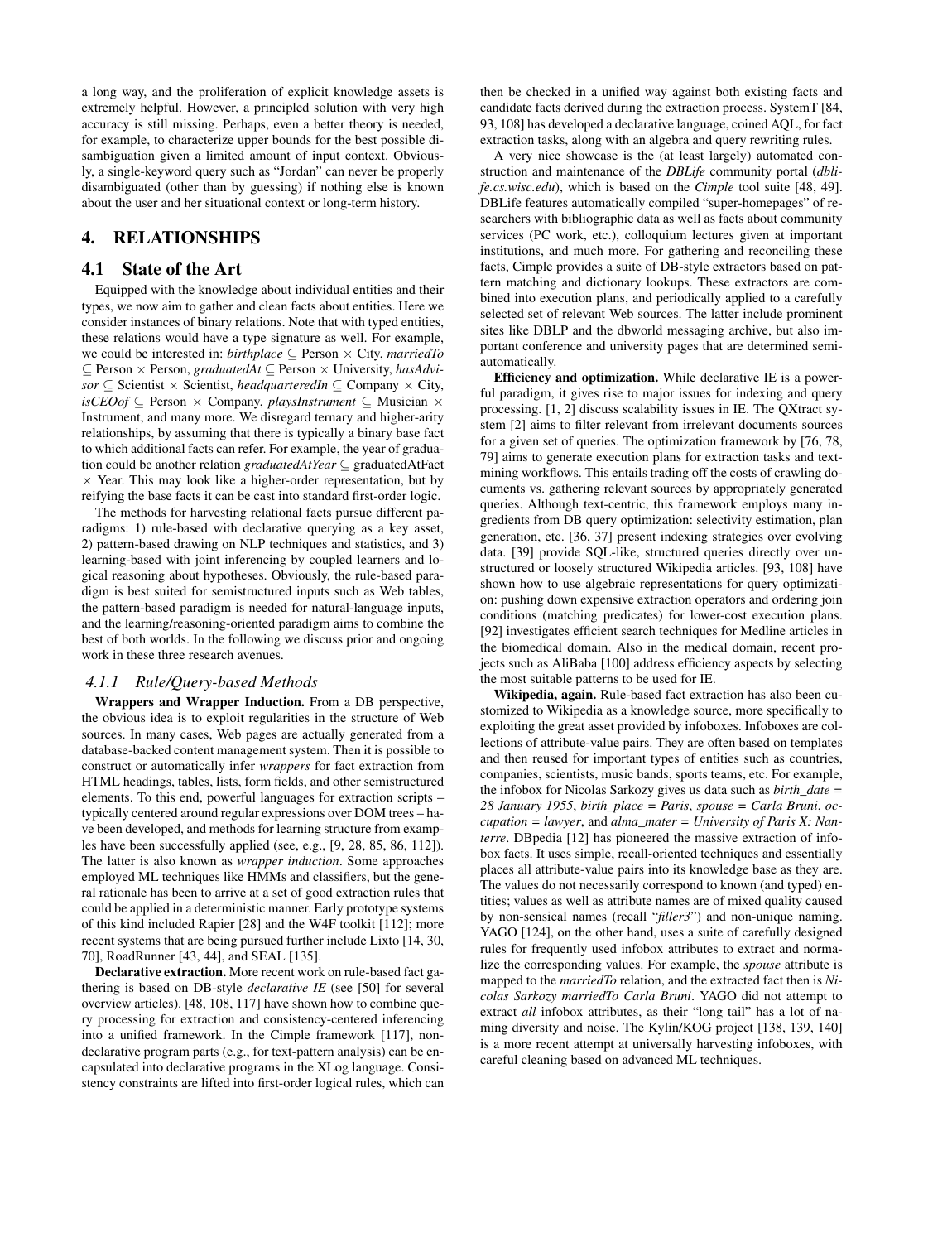a long way, and the proliferation of explicit knowledge assets is extremely helpful. However, a principled solution with very high accuracy is still missing. Perhaps, even a better theory is needed, for example, to characterize upper bounds for the best possible disambiguation given a limited amount of input context. Obviously, a single-keyword query such as "Jordan" can never be properly disambiguated (other than by guessing) if nothing else is known about the user and her situational context or long-term history.

# 4. RELATIONSHIPS

## 4.1 State of the Art

Equipped with the knowledge about individual entities and their types, we now aim to gather and clean facts about entities. Here we consider instances of binary relations. Note that with typed entities, these relations would have a type signature as well. For example, we could be interested in: *birthplace* ⊆ Person × City, *marriedTo* ⊆ Person × Person, *graduatedAt* ⊆ Person × University, *hasAdvisor* ⊆ Scientist × Scientist, *headquarteredIn* ⊆ Company × City, *isCEOof* ⊆ Person × Company, *playsInstrument* ⊆ Musician × Instrument, and many more. We disregard ternary and higher-arity relationships, by assuming that there is typically a binary base fact to which additional facts can refer. For example, the year of graduation could be another relation *graduatedAtYear* ⊆ graduatedAtFact × Year. This may look like a higher-order representation, but by reifying the base facts it can be cast into standard first-order logic.

The methods for harvesting relational facts pursue different paradigms: 1) rule-based with declarative querying as a key asset, 2) pattern-based drawing on NLP techniques and statistics, and 3) learning-based with joint inferencing by coupled learners and logical reasoning about hypotheses. Obviously, the rule-based paradigm is best suited for semistructured inputs such as Web tables, the pattern-based paradigm is needed for natural-language inputs, and the learning/reasoning-oriented paradigm aims to combine the best of both worlds. In the following we discuss prior and ongoing work in these three research avenues.

### 4.1.1 Rule/Query-based Methods

**Wrappers and Wrapper Induction.** From a DB perspective, the obvious idea is to exploit regularities in the structure of Web sources. In many cases, Web pages are actually generated from a database-backed content management system. Then it is possible to construct or automatically infer *wrappers* for fact extraction from HTML headings, tables, lists, form fields, and other semistructured elements. To this end, powerful languages for extraction scripts – typically centered around regular expressions over DOM trees – have been developed, and methods for learning structure from examples have been successfully applied (see, e.g., [9, 28, 85, 86, 112]). The latter is also known as *wrapper induction*. Some approaches employed ML techniques like HMMs and classifiers, but the general rationale has been to arrive at a set of good extraction rules that could be applied in a deterministic manner. Early prototype systems of this kind included Rapier [28] and the W4F toolkit [112]; more recent systems that are being pursued further include Lixto [14, 30, 70], RoadRunner [43, 44], and SEAL [135].

**Declarative extraction.** More recent work on rule-based fact gathering is based on DB-style *declarative IE* (see [50] for several overview articles). [48, 108, 117] have shown how to combine query processing for extraction and consistency-centered inferencing into a unified framework. In the Cimple framework [117], non-declarative program parts (e.g., for text-pattern analysis) can be encapsulated into declarative programs in the XLog language. Consistency constraints are lifted into first-order logical rules, which can then be checked in a unified way against both existing facts and candidate facts derived during the extraction process. SystemT [84, 93, 108] has developed a declarative language, coined AQL, for fact extraction tasks, along with an algebra and query rewriting rules.

A very nice showcase is the (at least largely) automated construction and maintenance of the *DBLife* community portal (*dblife.cs.wisc.edu*), which is based on the *Cimple* tool suite [48, 49]. DBLife features automatically compiled "super-homepages" of researchers with bibliographic data as well as facts about community services (PC work, etc.), colloquium lectures given at important institutions, and much more. For gathering and reconciling these facts, Cimple provides a suite of DB-style extractors based on pattern matching and dictionary lookups. These extractors are combined into execution plans, and periodically applied to a carefully selected set of relevant Web sources. The latter include prominent sites like DBLP and the dbworld messaging archive, but also important conference and university pages that are determined semi-automatically.

**Efficiency and optimization.** While declarative IE is a powerful paradigm, it gives rise to major issues for indexing and query processing. [1, 2] discuss scalability issues in IE. The QXtract system [2] aims to filter relevant from irrelevant documents sources for a given set of queries. The optimization framework by [76, 78, 79] aims to generate execution plans for extraction tasks and text-mining workflows. This entails trading off the costs of crawling documents vs. gathering relevant sources by appropriately generated queries. Although text-centric, this framework employs many ingredients from DB query optimization: selectivity estimation, plan generation, etc. [36, 37] present indexing strategies over evolving data. [39] provide SQL-like, structured queries directly over unstructured or loosely structured Wikipedia articles. [93, 108] have shown how to use algebraic representations for query optimization: pushing down expensive extraction operators and ordering join conditions (matching predicates) for lower-cost execution plans. [92] investigates efficient search techniques for Medline articles in the biomedical domain. Also in the medical domain, recent projects such as AliBaba [100] address efficiency aspects by selecting the most suitable patterns to be used for IE.

**Wikipedia, again.** Rule-based fact extraction has also been customized to Wikipedia as a knowledge source, more specifically to exploiting the great asset provided by infoboxes. Infoboxes are collections of attribute-value pairs. They are often based on templates and then reused for important types of entities such as countries, companies, scientists, music bands, sports teams, etc. For example, the infobox for Nicolas Sarkozy gives us data such as *birth_date = 28 January 1955*, *birth_place = Paris*, *spouse = Carla Bruni*, *occupation = lawyer*, and *alma_mater = University of Paris X: Nanterre*. DBpedia [12] has pioneered the massive extraction of infobox facts. It uses simple, recall-oriented techniques and essentially places all attribute-value pairs into its knowledge base as they are. The values do not necessarily correspond to known (and typed) entities; values as well as attribute names are of mixed quality caused by non-sensical names (recall "*filler3*") and non-unique naming. YAGO [124], on the other hand, uses a suite of carefully designed rules for frequently used infobox attributes to extract and normalize the corresponding values. For example, the *spouse* attribute is mapped to the *marriedTo* relation, and the extracted fact then is *Nicolas Sarkozy marriedTo Carla Bruni*. YAGO did not attempt to extract *all* infobox attributes, as their "long tail" has a lot of naming diversity and noise. The Kylin/KOG project [138, 139, 140] is a more recent attempt at universally harvesting infoboxes, with careful cleaning based on advanced ML techniques.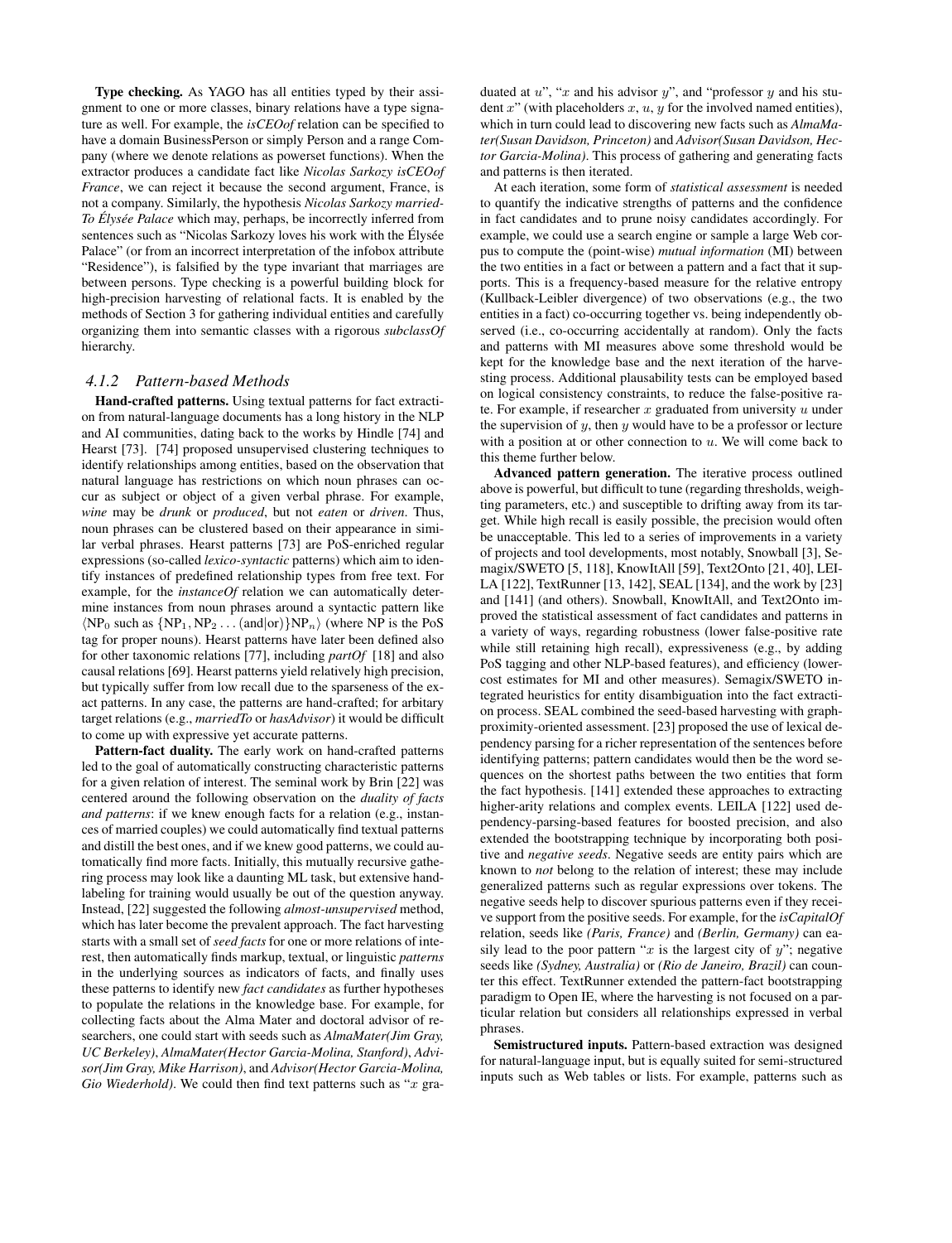**Type checking.** As YAGO has all entities typed by their assignment to one or more classes, binary relations have a type signature as well. For example, the *isCEOof* relation can be specified to have a domain BusinessPerson or simply Person and a range Company (where we denote relations as powerset functions). When the extractor produces a candidate fact like *Nicolas Sarkozy isCEOof France*, we can reject it because the second argument, France, is not a company. Similarly, the hypothesis *Nicolas Sarkozy marriedTo Élysée Palace* which may, perhaps, be incorrectly inferred from sentences such as "Nicolas Sarkozy loves his work with the Élysée Palace" (or from an incorrect interpretation of the infobox attribute "Residence"), is falsified by the type invariant that marriages are between persons. Type checking is a powerful building block for high-precision harvesting of relational facts. It is enabled by the methods of Section 3 for gathering individual entities and carefully organizing them into semantic classes with a rigorous *subclassOf* hierarchy.

### 4.1.2 Pattern-based Methods

**Hand-crafted patterns.** Using textual patterns for fact extraction from natural-language documents has a long history in the NLP and AI communities, dating back to the works by Hindle [74] and Hearst [73]. [74] proposed unsupervised clustering techniques to identify relationships among entities, based on the observation that natural language has restrictions on which noun phrases can occur as subject or object of a given verbal phrase. For example, *wine* may be *drunk* or *produced*, but not *eaten* or *driven*. Thus, noun phrases can be clustered based on their appearance in similar verbal phrases. Hearst patterns [73] are PoS-enriched regular expressions (so-called *lexico-syntactic* patterns) which aim to identify instances of predefined relationship types from free text. For example, for the *instanceOf* relation we can automatically determine instances from noun phrases around a syntactic pattern like $\langle \text{NP}_0 \text{ such as } \{\text{NP}_1, \text{NP}_2 \ldots (\text{and}|\text{or})\}\text{NP}_n \rangle$ (where NP is the PoS tag for proper nouns). Hearst patterns have later been defined also for other taxonomic relations [77], including *partOf* [18] and also causal relations [69]. Hearst patterns yield relatively high precision, but typically suffer from low recall due to the sparseness of the exact patterns. In any case, the patterns are hand-crafted; for arbitary target relations (e.g., *marriedTo* or *hasAdvisor*) it would be difficult to come up with expressive yet accurate patterns.

**Pattern-fact duality.** The early work on hand-crafted patterns led to the goal of automatically constructing characteristic patterns for a given relation of interest. The seminal work by Brin [22] was centered around the following observation on the *duality of facts and patterns*: if we knew enough facts for a relation (e.g., instances of married couples) we could automatically find textual patterns and distill the best ones, and if we knew good patterns, we could automatically find more facts. Initially, this mutually recursive gathering process may look like a daunting ML task, but extensive hand-labeling for training would usually be out of the question anyway. Instead, [22] suggested the following *almost-unsupervised* method, which has later become the prevalent approach. The fact harvesting starts with a small set of *seed facts* for one or more relations of interest, then automatically finds markup, textual, or linguistic *patterns* in the underlying sources as indicators of facts, and finally uses these patterns to identify new *fact candidates* as further hypotheses to populate the relations in the knowledge base. For example, for collecting facts about the Alma Mater and doctoral advisor of researchers, one could start with seeds such as *AlmaMater(Jim Gray, UC Berkeley)*, *AlmaMater(Hector Garcia-Molina, Stanford)*, *Advisor(Jim Gray, Mike Harrison)*, and *Advisor(Hector Garcia-Molina, Gio Wiederhold)*. We could then find text patterns such as "$x$ graduated at $u$", "$x$ and his advisor $y$", and "professor $y$ and his student $x$" (with placeholders $x$, $u$, $y$ for the involved named entities), which in turn could lead to discovering new facts such as *AlmaMater(Susan Davidson, Princeton)* and *Advisor(Susan Davidson, Hector Garcia-Molina)*. This process of gathering and generating facts and patterns is then iterated.

At each iteration, some form of *statistical assessment* is needed to quantify the indicative strengths of patterns and the confidence in fact candidates and to prune noisy candidates accordingly. For example, we could use a search engine or sample a large Web corpus to compute the (point-wise) *mutual information* (MI) between the two entities in a fact or between a pattern and a fact that it supports. This is a frequency-based measure for the relative entropy (Kullback-Leibler divergence) of two observations (e.g., the two entities in a fact) co-occurring together vs. being independently observed (i.e., co-occurring accidentally at random). Only the facts and patterns with MI measures above some threshold would be kept for the knowledge base and the next iteration of the harvesting process. Additional plausability tests can be employed based on logical consistency constraints, to reduce the false-positive rate. For example, if researcher $x$ graduated from university $u$ under the supervision of $y$, then $y$ would have to be a professor or lecture with a position at or other connection to $u$. We will come back to this theme further below.

**Advanced pattern generation.** The iterative process outlined above is powerful, but difficult to tune (regarding thresholds, weighting parameters, etc.) and susceptible to drifting away from its target. While high recall is easily possible, the precision would often be unacceptable. This led to a series of improvements in a variety of projects and tool developments, most notably, Snowball [3], Semagix/SWETO [5, 118], KnowItAll [59], Text2Onto [21, 40], LEILA [122], TextRunner [13, 142], SEAL [134], and the work by [23] and [141] (and others). Snowball, KnowItAll, and Text2Onto improved the statistical assessment of fact candidates and patterns in a variety of ways, regarding robustness (lower false-positive rate while still retaining high recall), expressiveness (e.g., by adding PoS tagging and other NLP-based features), and efficiency (lower-cost estimates for MI and other measures). Semagix/SWETO integrated heuristics for entity disambiguation into the fact extraction process. SEAL combined the seed-based harvesting with graph-proximity-oriented assessment. [23] proposed the use of lexical dependency parsing for a richer representation of the sentences before identifying patterns; pattern candidates would then be the word sequences on the shortest paths between the two entities that form the fact hypothesis. [141] extended these approaches to extracting higher-arity relations and complex events. LEILA [122] used dependency-parsing-based features for boosted precision, and also extended the bootstrapping technique by incorporating both positive and *negative seeds*. Negative seeds are entity pairs which are known to *not* belong to the relation of interest; these may include generalized patterns such as regular expressions over tokens. The negative seeds help to discover spurious patterns even if they receive support from the positive seeds. For example, for the *isCapitalOf* relation, seeds like *(Paris, France)* and *(Berlin, Germany)* can easily lead to the poor pattern "$x$ is the largest city of $y$"; negative seeds like *(Sydney, Australia)* or *(Rio de Janeiro, Brazil)* can counter this effect. TextRunner extended the pattern-fact bootstrapping paradigm to Open IE, where the harvesting is not focused on a particular relation but considers all relationships expressed in verbal phrases.

**Semistructured inputs.** Pattern-based extraction was designed for natural-language input, but is equally suited for semi-structured inputs such as Web tables or lists. For example, patterns such as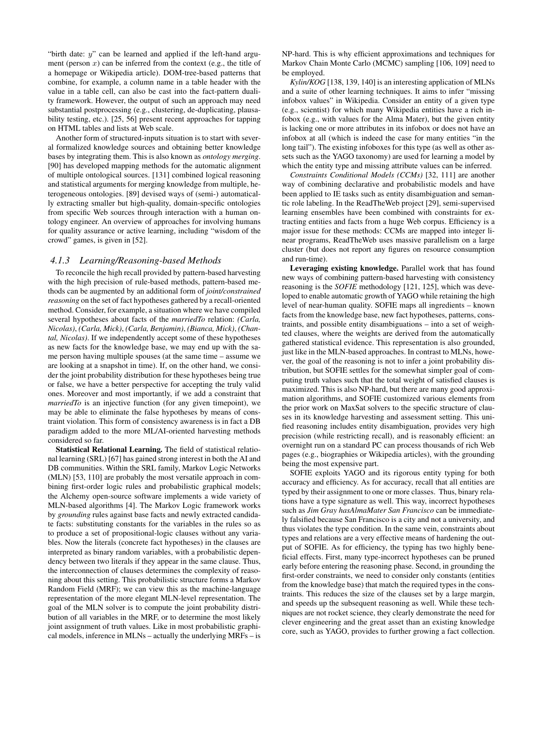"birth date: $y$" can be learned and applied if the left-hand argument (person $x$) can be inferred from the context (e.g., the title of a homepage or Wikipedia article). DOM-tree-based patterns that combine, for example, a column name in a table header with the value in a table cell, can also be cast into the fact-pattern duality framework. However, the output of such an approach may need substantial postprocessing (e.g., clustering, de-duplicating, plausability testing, etc.). [25, 56] present recent approaches for tapping on HTML tables and lists at Web scale.

Another form of structured-inputs situation is to start with several formalized knowledge sources and obtaining better knowledge bases by integrating them. This is also known as *ontology merging*. [90] has developed mapping methods for the automatic alignment of multiple ontological sources. [131] combined logical reasoning and statistical arguments for merging knowledge from multiple, heterogeneous ontologies. [89] devised ways of (semi-) automatically extracting smaller but high-quality, domain-specific ontologies from specific Web sources through interaction with a human ontology engineer. An overview of approaches for involving humans for quality assurance or active learning, including "wisdom of the crowd" games, is given in [52].

### 4.1.3 Learning/Reasoning-based Methods

To reconcile the high recall provided by pattern-based harvesting with the high precision of rule-based methods, pattern-based methods can be augmented by an additional form of *joint/constrained reasoning* on the set of fact hypotheses gathered by a recall-oriented method. Consider, for example, a situation where we have compiled several hypotheses about facts of the *marriedTo* relation: *(Carla, Nicolas)*, *(Carla, Mick)*, *(Carla, Benjamin)*, *(Bianca, Mick)*, *(Chantal, Nicolas)*. If we independently accept some of these hypotheses as new facts for the knowledge base, we may end up with the same person having multiple spouses (at the same time – assume we are looking at a snapshot in time). If, on the other hand, we consider the joint probability distribution for these hypotheses being true or false, we have a better perspective for accepting the truly valid ones. Moreover and most importantly, if we add a constraint that *marriedTo* is an injective function (for any given timepoint), we may be able to eliminate the false hypotheses by means of constraint violation. This form of consistency awareness is in fact a DB paradigm added to the more ML/AI-oriented harvesting methods considered so far.

**Statistical Relational Learning.** The field of statistical relational learning (SRL) [67] has gained strong interest in both the AI and DB communities. Within the SRL family, Markov Logic Networks (MLN) [53, 110] are probably the most versatile approach in combining first-order logic rules and probabilistic graphical models; the Alchemy open-source software implements a wide variety of MLN-based algorithms [4]. The Markov Logic framework works by *grounding* rules against base facts and newly extracted candidate facts: substituting constants for the variables in the rules so as to produce a set of propositional-logic clauses without any variables. Now the literals (concrete fact hypotheses) in the clauses are interpreted as binary random variables, with a probabilistic dependency between two literals if they appear in the same clause. Thus, the interconnection of clauses determines the complexity of reasoning about this setting. This probabilistic structure forms a Markov Random Field (MRF); we can view this as the machine-language representation of the more elegant MLN-level representation. The goal of the MLN solver is to compute the joint probability distribution of all variables in the MRF, or to determine the most likely joint assignment of truth values. Like in most probabilistic graphical models, inference in MLNs – actually the underlying MRFs – is NP-hard. This is why efficient approximations and techniques for Markov Chain Monte Carlo (MCMC) sampling [106, 109] need to be employed.

*Kylin/KOG* [138, 139, 140] is an interesting application of MLNs and a suite of other learning techniques. It aims to infer "missing infobox values" in Wikipedia. Consider an entity of a given type (e.g., scientist) for which many Wikipedia entities have a rich infobox (e.g., with values for the Alma Mater), but the given entity is lacking one or more attributes in its infobox or does not have an infobox at all (which is indeed the case for many entities "in the long tail"). The existing infoboxes for this type (as well as other assets such as the YAGO taxonomy) are used for learning a model by which the entity type and missing attribute values can be inferred.

*Constraints Conditional Models (CCMs)* [32, 111] are another way of combining declarative and probabilistic models and have been applied to IE tasks such as entity disambiguation and semantic role labeling. In the ReadTheWeb project [29], semi-supervised learning ensembles have been combined with constraints for extracting entities and facts from a huge Web corpus. Efficiency is a major issue for these methods: CCMs are mapped into integer linear programs, ReadTheWeb uses massive parallelism on a large cluster (but does not report any figures on resource consumption and run-time).

**Leveraging existing knowledge.** Parallel work that has found new ways of combining pattern-based harvesting with consistency reasoning is the *SOFIE* methodology [121, 125], which was developed to enable automatic growth of YAGO while retaining the high level of near-human quality. SOFIE maps all ingredients – known facts from the knowledge base, new fact hypotheses, patterns, constraints, and possible entity disambiguations – into a set of weighted clauses, where the weights are derived from the automatically gathered statistical evidence. This representation is also grounded, just like in the MLN-based approaches. In contrast to MLNs, however, the goal of the reasoning is not to infer a joint probability distribution, but SOFIE settles for the somewhat simpler goal of computing truth values such that the total weight of satisfied clauses is maximized. This is also NP-hard, but there are many good approximation algorithms, and SOFIE customized various elements from the prior work on MaxSat solvers to the specific structure of clauses in its knowledge harvesting and assessment setting. This unified reasoning includes entity disambiguation, provides very high precision (while restricting recall), and is reasonably efficient: an overnight run on a standard PC can process thousands of rich Web pages (e.g., biographies or Wikipedia articles), with the grounding being the most expensive part.

SOFIE exploits YAGO and its rigorous entity typing for both accuracy and efficiency. As for accuracy, recall that all entities are typed by their assignment to one or more classes. Thus, binary relations have a type signature as well. This way, incorrect hypotheses such as *Jim Gray hasAlmaMater San Francisco* can be immediately falsified because San Francisco is a city and not a university, and thus violates the type condition. In the same vein, constraints about types and relations are a very effective means of hardening the output of SOFIE. As for efficiency, the typing has two highly beneficial effects. First, many type-incorrect hypotheses can be pruned early before entering the reasoning phase. Second, in grounding the first-order constraints, we need to consider only constants (entities from the knowledge base) that match the required types in the constraints. This reduces the size of the clauses set by a large margin, and speeds up the subsequent reasoning as well. While these techniques are not rocket science, they clearly demonstrate the need for clever engineering and the great asset than an existing knowledge core, such as YAGO, provides to further growing a fact collection.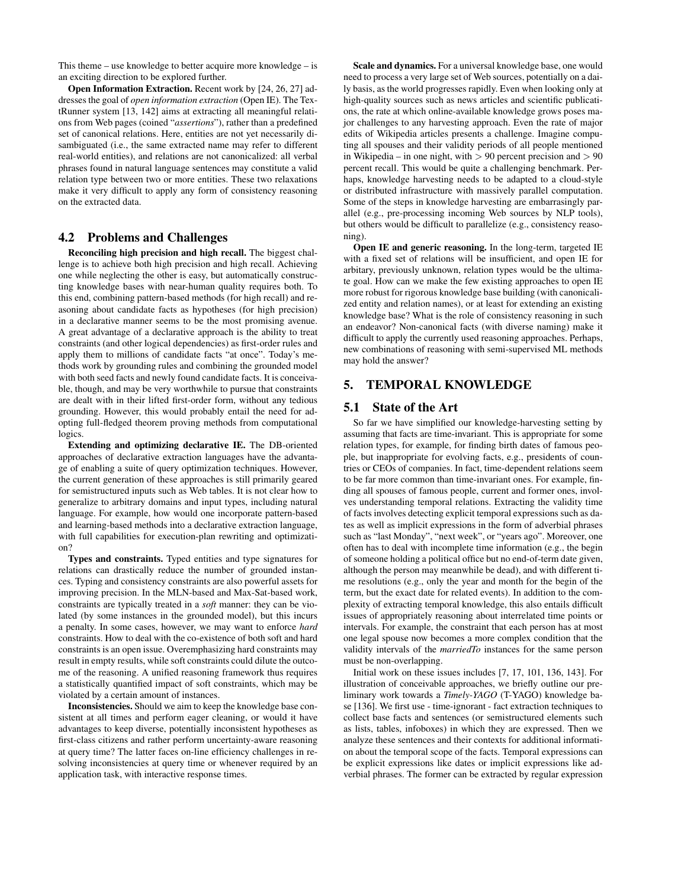This theme – use knowledge to better acquire more knowledge – is an exciting direction to be explored further.

**Open Information Extraction.** Recent work by [24, 26, 27] addresses the goal of *open information extraction* (Open IE). The TextRunner system [13, 142] aims at extracting all meaningful relations from Web pages (coined "*assertions*"), rather than a predefined set of canonical relations. Here, entities are not yet necessarily disambiguated (i.e., the same extracted name may refer to different real-world entities), and relations are not canonicalized: all verbal phrases found in natural language sentences may constitute a valid relation type between two or more entities. These two relaxations make it very difficult to apply any form of consistency reasoning on the extracted data.

## 4.2 Problems and Challenges

**Reconciling high precision and high recall.** The biggest challenge is to achieve both high precision and high recall. Achieving one while neglecting the other is easy, but automatically constructing knowledge bases with near-human quality requires both. To this end, combining pattern-based methods (for high recall) and reasoning about candidate facts as hypotheses (for high precision) in a declarative manner seems to be the most promising avenue. A great advantage of a declarative approach is the ability to treat constraints (and other logical dependencies) as first-order rules and apply them to millions of candidate facts "at once". Today's methods work by grounding rules and combining the grounded model with both seed facts and newly found candidate facts. It is conceivable, though, and may be very worthwhile to pursue that constraints are dealt with in their lifted first-order form, without any tedious grounding. However, this would probably entail the need for adopting full-fledged theorem proving methods from computational logics.

**Extending and optimizing declarative IE.** The DB-oriented approaches of declarative extraction languages have the advantage of enabling a suite of query optimization techniques. However, the current generation of these approaches is still primarily geared for semistructured inputs such as Web tables. It is not clear how to generalize to arbitrary domains and input types, including natural language. For example, how would one incorporate pattern-based and learning-based methods into a declarative extraction language, with full capabilities for execution-plan rewriting and optimization?

**Types and constraints.** Typed entities and type signatures for relations can drastically reduce the number of grounded instances. Typing and consistency constraints are also powerful assets for improving precision. In the MLN-based and Max-Sat-based work, constraints are typically treated in a *soft* manner: they can be violated (by some instances in the grounded model), but this incurs a penalty. In some cases, however, we may want to enforce *hard* constraints. How to deal with the co-existence of both soft and hard constraints is an open issue. Overemphasizing hard constraints may result in empty results, while soft constraints could dilute the outcome of the reasoning. A unified reasoning framework thus requires a statistically quantified impact of soft constraints, which may be violated by a certain amount of instances.

**Inconsistencies.** Should we aim to keep the knowledge base consistent at all times and perform eager cleaning, or would it have advantages to keep diverse, potentially inconsistent hypotheses as first-class citizens and rather perform uncertainty-aware reasoning at query time? The latter faces on-line efficiency challenges in resolving inconsistencies at query time or whenever required by an application task, with interactive response times.

**Scale and dynamics.** For a universal knowledge base, one would need to process a very large set of Web sources, potentially on a daily basis, as the world progresses rapidly. Even when looking only at high-quality sources such as news articles and scientific publications, the rate at which online-available knowledge grows poses major challenges to any harvesting approach. Even the rate of major edits of Wikipedia articles presents a challenge. Imagine computing all spouses and their validity periods of all people mentioned in Wikipedia – in one night, with $> 90$ percent precision and $> 90$ percent recall. This would be quite a challenging benchmark. Perhaps, knowledge harvesting needs to be adapted to a cloud-style or distributed infrastructure with massively parallel computation. Some of the steps in knowledge harvesting are embarrasingly parallel (e.g., pre-processing incoming Web sources by NLP tools), but others would be difficult to parallelize (e.g., consistency reasoning).

**Open IE and generic reasoning.** In the long-term, targeted IE with a fixed set of relations will be insufficient, and open IE for arbitary, previously unknown, relation types would be the ultimate goal. How can we make the few existing approaches to open IE more robust for rigorous knowledge base building (with canonicalized entity and relation names), or at least for extending an existing knowledge base? What is the role of consistency reasoning in such an endeavor? Non-canonical facts (with diverse naming) make it difficult to apply the currently used reasoning approaches. Perhaps, new combinations of reasoning with semi-supervised ML methods may hold the answer?

# 5. TEMPORAL KNOWLEDGE

## 5.1 State of the Art

So far we have simplified our knowledge-harvesting setting by assuming that facts are time-invariant. This is appropriate for some relation types, for example, for finding birth dates of famous people, but inappropriate for evolving facts, e.g., presidents of countries or CEOs of companies. In fact, time-dependent relations seem to be far more common than time-invariant ones. For example, finding all spouses of famous people, current and former ones, involves understanding temporal relations. Extracting the validity time of facts involves detecting explicit temporal expressions such as dates as well as implicit expressions in the form of adverbial phrases such as "last Monday", "next week", or "years ago". Moreover, one often has to deal with incomplete time information (e.g., the begin of someone holding a political office but no end-of-term date given, although the person may meanwhile be dead), and with different time resolutions (e.g., only the year and month for the begin of the term, but the exact date for related events). In addition to the complexity of extracting temporal knowledge, this also entails difficult issues of appropriately reasoning about interrelated time points or intervals. For example, the constraint that each person has at most one legal spouse now becomes a more complex condition that the validity intervals of the *marriedTo* instances for the same person must be non-overlapping.

Initial work on these issues includes [7, 17, 101, 136, 143]. For illustration of conceivable approaches, we briefly outline our preliminary work towards a *Timely-YAGO* (T-YAGO) knowledge base [136]. We first use - time-ignorant - fact extraction techniques to collect base facts and sentences (or semistructured elements such as lists, tables, infoboxes) in which they are expressed. Then we analyze these sentences and their contexts for additional information about the temporal scope of the facts. Temporal expressions can be explicit expressions like dates or implicit expressions like adverbial phrases. The former can be extracted by regular expression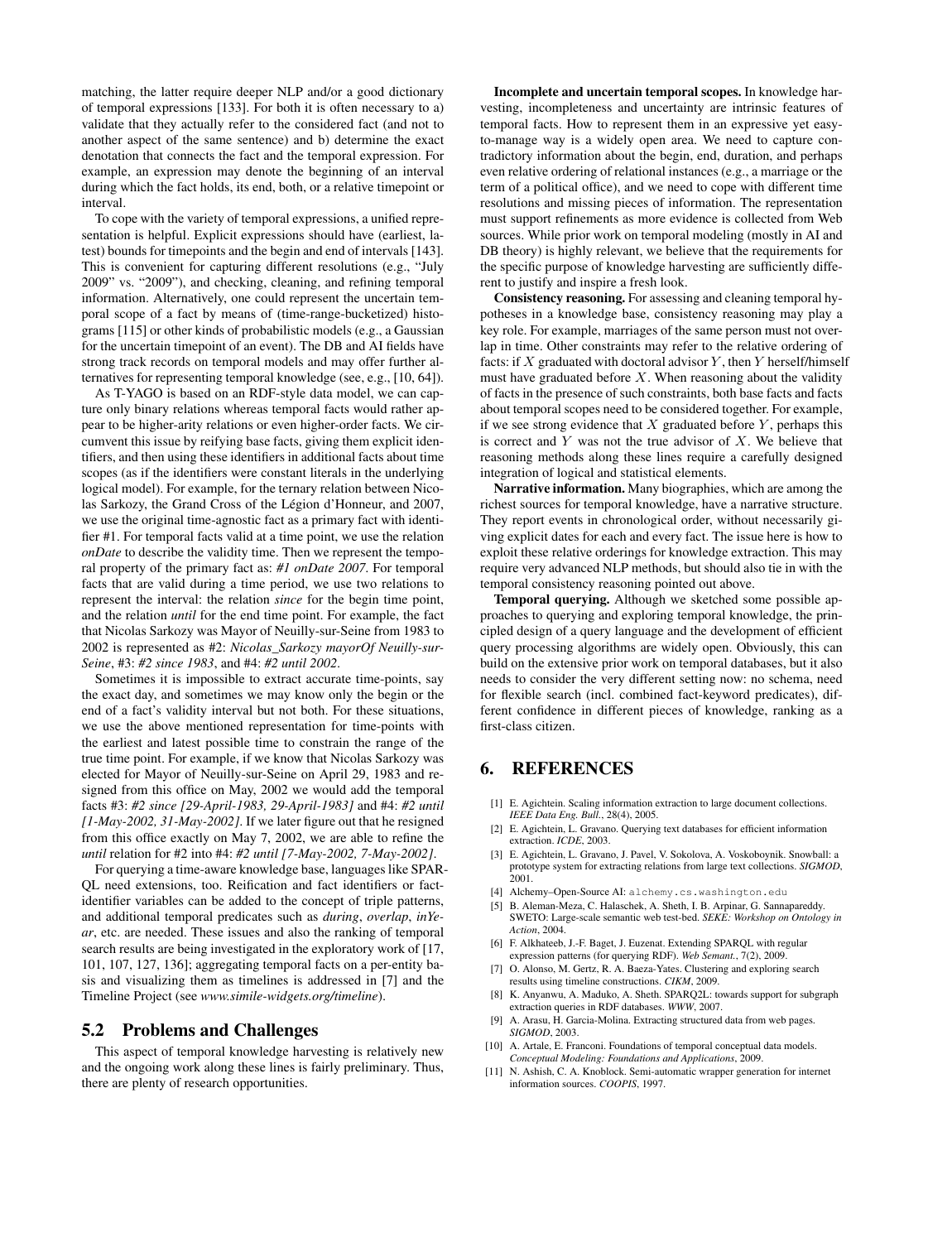matching, the latter require deeper NLP and/or a good dictionary of temporal expressions [133]. For both it is often necessary to a) validate that they actually refer to the considered fact (and not to another aspect of the same sentence) and b) determine the exact denotation that connects the fact and the temporal expression. For example, an expression may denote the beginning of an interval during which the fact holds, its end, both, or a relative timepoint or interval.

To cope with the variety of temporal expressions, a unified representation is helpful. Explicit expressions should have (earliest, latest) bounds for timepoints and the begin and end of intervals [143]. This is convenient for capturing different resolutions (e.g., "July 2009" vs. "2009"), and checking, cleaning, and refining temporal information. Alternatively, one could represent the uncertain temporal scope of a fact by means of (time-range-bucketized) histograms [115] or other kinds of probabilistic models (e.g., a Gaussian for the uncertain timepoint of an event). The DB and AI fields have strong track records on temporal models and may offer further alternatives for representing temporal knowledge (see, e.g., [10, 64]).

As T-YAGO is based on an RDF-style data model, we can capture only binary relations whereas temporal facts would rather appear to be higher-arity relations or even higher-order facts. We circumvent this issue by reifying base facts, giving them explicit identifiers, and then using these identifiers in additional facts about time scopes (as if the identifiers were constant literals in the underlying logical model). For example, for the ternary relation between Nicolas Sarkozy, the Grand Cross of the Légion d'Honneur, and 2007, we use the original time-agnostic fact as a primary fact with identifier #1. For temporal facts valid at a time point, we use the relation *onDate* to describe the validity time. Then we represent the temporal property of the primary fact as: *#1 onDate 2007*. For temporal facts that are valid during a time period, we use two relations to represent the interval: the relation *since* for the begin time point, and the relation *until* for the end time point. For example, the fact that Nicolas Sarkozy was Mayor of Neuilly-sur-Seine from 1983 to 2002 is represented as #2: *Nicolas_Sarkozy mayorOf Neuilly-sur-Seine*, #3: *#2 since 1983*, and #4: *#2 until 2002*.

Sometimes it is impossible to extract accurate time-points, say the exact day, and sometimes we may know only the begin or the end of a fact's validity interval but not both. For these situations, we use the above mentioned representation for time-points with the earliest and latest possible time to constrain the range of the true time point. For example, if we know that Nicolas Sarkozy was elected for Mayor of Neuilly-sur-Seine on April 29, 1983 and resigned from this office on May, 2002 we would add the temporal facts #3: *#2 since [29-April-1983, 29-April-1983]* and #4: *#2 until [1-May-2002, 31-May-2002]*. If we later figure out that he resigned from this office exactly on May 7, 2002, we are able to refine the *until* relation for #2 into #4: *#2 until [7-May-2002, 7-May-2002]*.

For querying a time-aware knowledge base, languages like SPARQL need extensions, too. Reification and fact identifiers or fact-identifier variables can be added to the concept of triple patterns, and additional temporal predicates such as *during*, *overlap*, *inYear*, etc. are needed. These issues and also the ranking of temporal search results are being investigated in the exploratory work of [17, 101, 107, 127, 136]; aggregating temporal facts on a per-entity basis and visualizing them as timelines is addressed in [7] and the Timeline Project (see *www.simile-widgets.org/timeline*).

## 5.2 Problems and Challenges

This aspect of temporal knowledge harvesting is relatively new and the ongoing work along these lines is fairly preliminary. Thus, there are plenty of research opportunities.

**Incomplete and uncertain temporal scopes.** In knowledge harvesting, incompleteness and uncertainty are intrinsic features of temporal facts. How to represent them in an expressive yet easy-to-manage way is a widely open area. We need to capture contradictory information about the begin, end, duration, and perhaps even relative ordering of relational instances (e.g., a marriage or the term of a political office), and we need to cope with different time resolutions and missing pieces of information. The representation must support refinements as more evidence is collected from Web sources. While prior work on temporal modeling (mostly in AI and DB theory) is highly relevant, we believe that the requirements for the specific purpose of knowledge harvesting are sufficiently different to justify and inspire a fresh look.

**Consistency reasoning.** For assessing and cleaning temporal hypotheses in a knowledge base, consistency reasoning may play a key role. For example, marriages of the same person must not overlap in time. Other constraints may refer to the relative ordering of facts: if $X$ graduated with doctoral advisor $Y$, then $Y$ herself/himself must have graduated before $X$. When reasoning about the validity of facts in the presence of such constraints, both base facts and facts about temporal scopes need to be considered together. For example, if we see strong evidence that $X$ graduated before $Y$, perhaps this is correct and $Y$ was not the true advisor of $X$. We believe that reasoning methods along these lines require a carefully designed integration of logical and statistical elements.

**Narrative information.** Many biographies, which are among the richest sources for temporal knowledge, have a narrative structure. They report events in chronological order, without necessarily giving explicit dates for each and every fact. The issue here is how to exploit these relative orderings for knowledge extraction. This may require very advanced NLP methods, but should also tie in with the temporal consistency reasoning pointed out above.

**Temporal querying.** Although we sketched some possible approaches to querying and exploring temporal knowledge, the principled design of a query language and the development of efficient query processing algorithms are widely open. Obviously, this can build on the extensive prior work on temporal databases, but it also needs to consider the very different setting now: no schema, need for flexible search (incl. combined fact-keyword predicates), different confidence in different pieces of knowledge, ranking as a first-class citizen.

# 6. REFERENCES

[1] E. Agichtein. Scaling information extraction to large document collections. *IEEE Data Eng. Bull.*, 28(4), 2005.

[2] E. Agichtein, L. Gravano. Querying text databases for efficient information extraction. *ICDE*, 2003.

[3] E. Agichtein, L. Gravano, J. Pavel, V. Sokolova, A. Voskoboynik. Snowball: a prototype system for extracting relations from large text collections. *SIGMOD*, 2001.

[4] Alchemy–Open-Source AI: alchemy.cs.washington.edu

[5] B. Aleman-Meza, C. Halaschek, A. Sheth, I. B. Arpinar, G. Sannapareddy. SWETO: Large-scale semantic web test-bed. *SEKE: Workshop on Ontology in Action*, 2004.

[6] F. Alkhateeb, J.-F. Baget, J. Euzenat. Extending SPARQL with regular expression patterns (for querying RDF). *Web Semant.*, 7(2), 2009.

[7] O. Alonso, M. Gertz, R. A. Baeza-Yates. Clustering and exploring search results using timeline constructions. *CIKM*, 2009.

[8] K. Anyanwu, A. Maduko, A. Sheth. SPARQ2L: towards support for subgraph extraction queries in RDF databases. *WWW*, 2007.

[9] A. Arasu, H. Garcia-Molina. Extracting structured data from web pages. *SIGMOD*, 2003.

[10] A. Artale, E. Franconi. Foundations of temporal conceptual data models. *Conceptual Modeling: Foundations and Applications*, 2009.

[11] N. Ashish, C. A. Knoblock. Semi-automatic wrapper generation for internet information sources. *COOPIS*, 1997.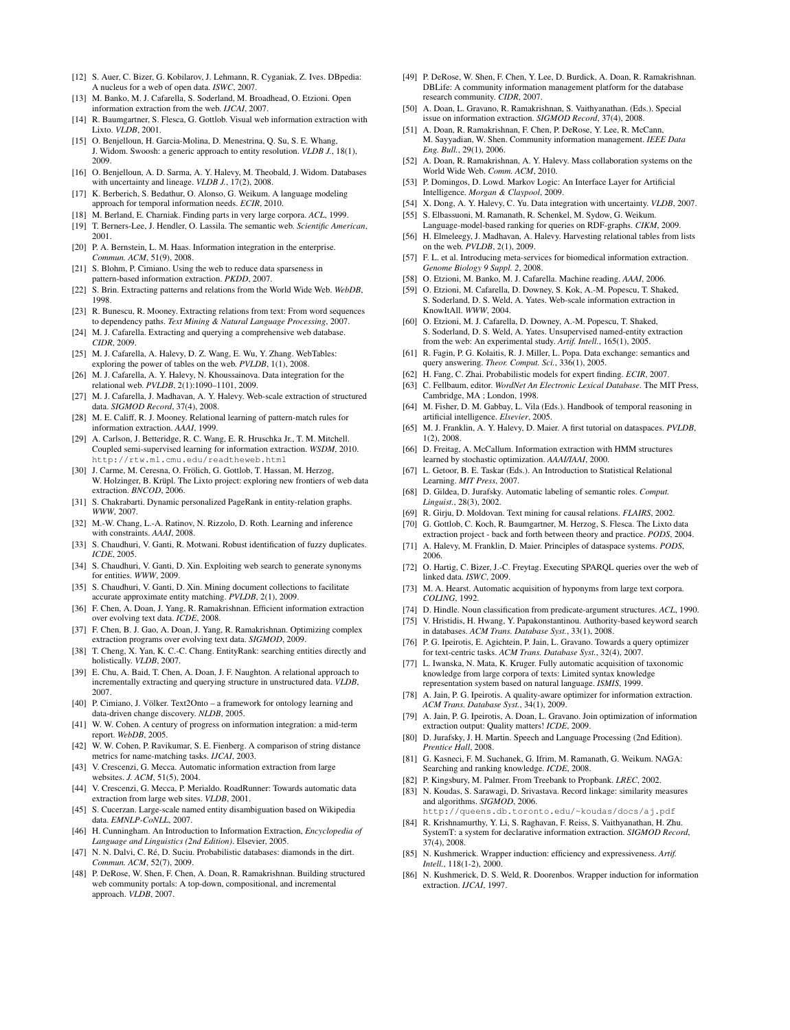[12] S. Auer, C. Bizer, G. Kobilarov, J. Lehmann, R. Cyganiak, Z. Ives. DBpedia: A nucleus for a web of open data. *ISWC*, 2007.

[13] M. Banko, M. J. Cafarella, S. Soderland, M. Broadhead, O. Etzioni. Open information extraction from the web. *IJCAI*, 2007.

[14] R. Baumgartner, S. Flesca, G. Gottlob. Visual web information extraction with Lixto. *VLDB*, 2001.

[15] O. Benjelloun, H. Garcia-Molina, D. Menestrina, Q. Su, S. E. Whang, J. Widom. Swoosh: a generic approach to entity resolution. *VLDB J.*, 18(1), 2009.

[16] O. Benjelloun, A. D. Sarma, A. Y. Halevy, M. Theobald, J. Widom. Databases with uncertainty and lineage. *VLDB J.*, 17(2), 2008.

[17] K. Berberich, S. Bedathur, O. Alonso, G. Weikum. A language modeling approach for temporal information needs. *ECIR*, 2010.

[18] M. Berland, E. Charniak. Finding parts in very large corpora. *ACL*, 1999.

[19] T. Berners-Lee, J. Hendler, O. Lassila. The semantic web. *Scientific American*, 2001.

[20] P. A. Bernstein, L. M. Haas. Information integration in the enterprise. *Commun. ACM*, 51(9), 2008.

[21] S. Blohm, P. Cimiano. Using the web to reduce data sparseness in pattern-based information extraction. *PKDD*, 2007.

[22] S. Brin. Extracting patterns and relations from the World Wide Web. *WebDB*, 1998.

[23] R. Bunescu, R. Mooney. Extracting relations from text: From word sequences to dependency paths. *Text Mining & Natural Language Processing*, 2007.

[24] M. J. Cafarella. Extracting and querying a comprehensive web database. *CIDR*, 2009.

[25] M. J. Cafarella, A. Halevy, D. Z. Wang, E. Wu, Y. Zhang. WebTables: exploring the power of tables on the web. *PVLDB*, 1(1), 2008.

[26] M. J. Cafarella, A. Y. Halevy, N. Khoussainova. Data integration for the relational web. *PVLDB*, 2(1):1090–1101, 2009.

[27] M. J. Cafarella, J. Madhavan, A. Y. Halevy. Web-scale extraction of structured data. *SIGMOD Record*, 37(4), 2008.

[28] M. E. Califf, R. J. Mooney. Relational learning of pattern-match rules for information extraction. *AAAI*, 1999.

[29] A. Carlson, J. Betteridge, R. C. Wang, E. R. Hruschka Jr., T. M. Mitchell. Coupled semi-supervised learning for information extraction. *WSDM*, 2010. http://rtw.ml.cmu.edu/readtheweb.html

[30] J. Carme, M. Ceresna, O. Frölich, G. Gottlob, T. Hassan, M. Herzog, W. Holzinger, B. Krüpl. The Lixto project: exploring new frontiers of web data extraction. *BNCOD*, 2006.

[31] S. Chakrabarti. Dynamic personalized PageRank in entity-relation graphs. *WWW*, 2007.

[32] M.-W. Chang, L.-A. Ratinov, N. Rizzolo, D. Roth. Learning and inference with constraints. *AAAI*, 2008.

[33] S. Chaudhuri, V. Ganti, R. Motwani. Robust identification of fuzzy duplicates. *ICDE*, 2005.

[34] S. Chaudhuri, V. Ganti, D. Xin. Exploiting web search to generate synonyms for entities. *WWW*, 2009.

[35] S. Chaudhuri, V. Ganti, D. Xin. Mining document collections to facilitate accurate approximate entity matching. *PVLDB*, 2(1), 2009.

[36] F. Chen, A. Doan, J. Yang, R. Ramakrishnan. Efficient information extraction over evolving text data. *ICDE*, 2008.

[37] F. Chen, B. J. Gao, A. Doan, J. Yang, R. Ramakrishnan. Optimizing complex extraction programs over evolving text data. *SIGMOD*, 2009.

[38] T. Cheng, X. Yan, K. C.-C. Chang. EntityRank: searching entities directly and holistically. *VLDB*, 2007.

[39] E. Chu, A. Baid, T. Chen, A. Doan, J. F. Naughton. A relational approach to incrementally extracting and querying structure in unstructured data. *VLDB*, 2007.

[40] P. Cimiano, J. Völker. Text2Onto – a framework for ontology learning and data-driven change discovery. *NLDB*, 2005.

[41] W. W. Cohen. A century of progress on information integration: a mid-term report. *WebDB*, 2005.

[42] W. W. Cohen, P. Ravikumar, S. E. Fienberg. A comparison of string distance metrics for name-matching tasks. *IJCAI*, 2003.

[43] V. Crescenzi, G. Mecca. Automatic information extraction from large websites. *J. ACM*, 51(5), 2004.

[44] V. Crescenzi, G. Mecca, P. Merialdo. RoadRunner: Towards automatic data extraction from large web sites. *VLDB*, 2001.

[45] S. Cucerzan. Large-scale named entity disambiguation based on Wikipedia data. *EMNLP-CoNLL*, 2007.

[46] H. Cunningham. An Introduction to Information Extraction, *Encyclopedia of Language and Linguistics (2nd Edition)*. Elsevier, 2005.

[47] N. N. Dalvi, C. Ré, D. Suciu. Probabilistic databases: diamonds in the dirt. *Commun. ACM*, 52(7), 2009.

[48] P. DeRose, W. Shen, F. Chen, A. Doan, R. Ramakrishnan. Building structured web community portals: A top-down, compositional, and incremental approach. *VLDB*, 2007.

[49] P. DeRose, W. Shen, F. Chen, Y. Lee, D. Burdick, A. Doan, R. Ramakrishnan. DBLife: A community information management platform for the database research community. *CIDR*, 2007.

[50] A. Doan, L. Gravano, R. Ramakrishnan, S. Vaithyanathan. (Eds.). Special issue on information extraction. *SIGMOD Record*, 37(4), 2008.

[51] A. Doan, R. Ramakrishnan, F. Chen, P. DeRose, Y. Lee, R. McCann, M. Sayyadian, W. Shen. Community information management. *IEEE Data Eng. Bull.*, 29(1), 2006.

[52] A. Doan, R. Ramakrishnan, A. Y. Halevy. Mass collaboration systems on the World Wide Web. *Comm. ACM*, 2010.

[53] P. Domingos, D. Lowd. Markov Logic: An Interface Layer for Artificial Intelligence. *Morgan & Claypool*, 2009.

[54] X. Dong, A. Y. Halevy, C. Yu. Data integration with uncertainty. *VLDB*, 2007.

[55] S. Elbassuoni, M. Ramanath, R. Schenkel, M. Sydow, G. Weikum. Language-model-based ranking for queries on RDF-graphs. *CIKM*, 2009.

[56] H. Elmeleegy, J. Madhavan, A. Halevy. Harvesting relational tables from lists on the web. *PVLDB*, 2(1), 2009.

[57] F. L. et al. Introducing meta-services for biomedical information extraction. *Genome Biology 9 Suppl. 2*, 2008.

[58] O. Etzioni, M. Banko, M. J. Cafarella. Machine reading. *AAAI*, 2006.

[59] O. Etzioni, M. Cafarella, D. Downey, S. Kok, A.-M. Popescu, T. Shaked, S. Soderland, D. S. Weld, A. Yates. Web-scale information extraction in KnowItAll. *WWW*, 2004.

[60] O. Etzioni, M. J. Cafarella, D. Downey, A.-M. Popescu, T. Shaked, S. Soderland, D. S. Weld, A. Yates. Unsupervised named-entity extraction from the web: An experimental study. *Artif. Intell.*, 165(1), 2005.

[61] R. Fagin, P. G. Kolaitis, R. J. Miller, L. Popa. Data exchange: semantics and query answering. *Theor. Comput. Sci.*, 336(1), 2005.

[62] H. Fang, C. Zhai. Probabilistic models for expert finding. *ECIR*, 2007.

[63] C. Fellbaum, editor. *WordNet An Electronic Lexical Database*. The MIT Press, Cambridge, MA ; London, 1998.

[64] M. Fisher, D. M. Gabbay, L. Vila (Eds.). Handbook of temporal reasoning in artificial intelligence. *Elsevier*, 2005.

[65] M. J. Franklin, A. Y. Halevy, D. Maier. A first tutorial on dataspaces. *PVLDB*, 1(2), 2008.

[66] D. Freitag, A. McCallum. Information extraction with HMM structures learned by stochastic optimization. *AAAI/IAAI*, 2000.

[67] L. Getoor, B. E. Taskar (Eds.). An Introduction to Statistical Relational Learning. *MIT Press*, 2007.

[68] D. Gildea, D. Jurafsky. Automatic labeling of semantic roles. *Comput. Linguist.*, 28(3), 2002.

[69] R. Girju, D. Moldovan. Text mining for causal relations. *FLAIRS*, 2002.

[70] G. Gottlob, C. Koch, R. Baumgartner, M. Herzog, S. Flesca. The Lixto data extraction project - back and forth between theory and practice. *PODS*, 2004.

[71] A. Halevy, M. Franklin, D. Maier. Principles of dataspace systems. *PODS*, 2006.

[72] O. Hartig, C. Bizer, J.-C. Freytag. Executing SPARQL queries over the web of linked data. *ISWC*, 2009.

[73] M. A. Hearst. Automatic acquisition of hyponyms from large text corpora. *COLING*, 1992.

[74] D. Hindle. Noun classification from predicate-argument structures. *ACL*, 1990.

[75] V. Hristidis, H. Hwang, Y. Papakonstantinou. Authority-based keyword search in databases. *ACM Trans. Database Syst.*, 33(1), 2008.

[76] P. G. Ipeirotis, E. Agichtein, P. Jain, L. Gravano. Towards a query optimizer for text-centric tasks. *ACM Trans. Database Syst.*, 32(4), 2007.

[77] L. Iwanska, N. Mata, K. Kruger. Fully automatic acquisition of taxonomic knowledge from large corpora of texts: Limited syntax knowledge representation system based on natural language. *ISMIS*, 1999.

[78] A. Jain, P. G. Ipeirotis. A quality-aware optimizer for information extraction. *ACM Trans. Database Syst.*, 34(1), 2009.

[79] A. Jain, P. G. Ipeirotis, A. Doan, L. Gravano. Join optimization of information extraction output: Quality matters! *ICDE*, 2009.

[80] D. Jurafsky, J. H. Martin. Speech and Language Processing (2nd Edition). *Prentice Hall*, 2008.

[81] G. Kasneci, F. M. Suchanek, G. Ifrim, M. Ramanath, G. Weikum. NAGA: Searching and ranking knowledge. *ICDE*, 2008.

[82] P. Kingsbury, M. Palmer. From Treebank to Propbank. *LREC*, 2002.

[83] N. Koudas, S. Sarawagi, D. Srivastava. Record linkage: similarity measures and algorithms. *SIGMOD*, 2006. http://queens.db.toronto.edu/~koudas/docs/aj.pdf

[84] R. Krishnamurthy, Y. Li, S. Raghavan, F. Reiss, S. Vaithyanathan, H. Zhu. SystemT: a system for declarative information extraction. *SIGMOD Record*, 37(4), 2008.

[85] N. Kushmerick. Wrapper induction: efficiency and expressiveness. *Artif. Intell.*, 118(1-2), 2000.

[86] N. Kushmerick, D. S. Weld, R. Doorenbos. Wrapper induction for information extraction. *IJCAI*, 1997.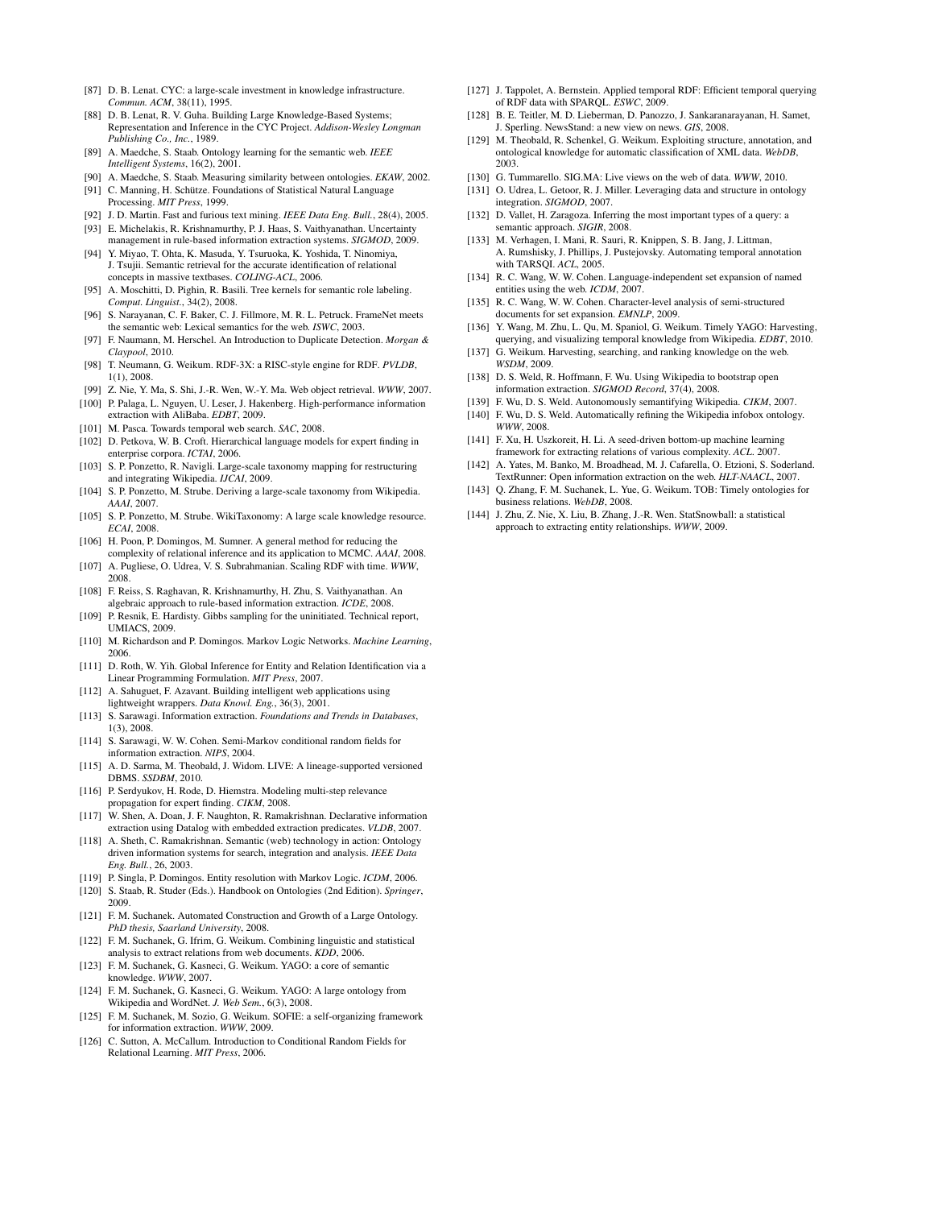[87] D. B. Lenat. CYC: a large-scale investment in knowledge infrastructure. *Commun. ACM*, 38(11), 1995.

[88] D. B. Lenat, R. V. Guha. Building Large Knowledge-Based Systems; Representation and Inference in the CYC Project. *Addison-Wesley Longman Publishing Co., Inc.*, 1989.

[89] A. Maedche, S. Staab. Ontology learning for the semantic web. *IEEE Intelligent Systems*, 16(2), 2001.

[90] A. Maedche, S. Staab. Measuring similarity between ontologies. *EKAW*, 2002.

[91] C. Manning, H. Schütze. Foundations of Statistical Natural Language Processing. *MIT Press*, 1999.

[92] J. D. Martin. Fast and furious text mining. *IEEE Data Eng. Bull.*, 28(4), 2005.

[93] E. Michelakis, R. Krishnamurthy, P. J. Haas, S. Vaithyanathan. Uncertainty management in rule-based information extraction systems. *SIGMOD*, 2009.

[94] Y. Miyao, T. Ohta, K. Masuda, Y. Tsuruoka, K. Yoshida, T. Ninomiya, J. Tsujii. Semantic retrieval for the accurate identification of relational concepts in massive textbases. *COLING-ACL*, 2006.

[95] A. Moschitti, D. Pighin, R. Basili. Tree kernels for semantic role labeling. *Comput. Linguist.*, 34(2), 2008.

[96] S. Narayanan, C. F. Baker, C. J. Fillmore, M. R. L. Petruck. FrameNet meets the semantic web: Lexical semantics for the web. *ISWC*, 2003.

[97] F. Naumann, M. Herschel. An Introduction to Duplicate Detection. *Morgan & Claypool*, 2010.

[98] T. Neumann, G. Weikum. RDF-3X: a RISC-style engine for RDF. *PVLDB*, 1(1), 2008.

[99] Z. Nie, Y. Ma, S. Shi, J.-R. Wen, W.-Y. Ma. Web object retrieval. *WWW*, 2007.

[100] P. Palaga, L. Nguyen, U. Leser, J. Hakenberg. High-performance information extraction with AliBaba. *EDBT*, 2009.

[101] M. Pasca. Towards temporal web search. *SAC*, 2008.

[102] D. Petkova, W. B. Croft. Hierarchical language models for expert finding in enterprise corpora. *ICTAI*, 2006.

[103] S. P. Ponzetto, R. Navigli. Large-scale taxonomy mapping for restructuring and integrating Wikipedia. *IJCAI*, 2009.

[104] S. P. Ponzetto, M. Strube. Deriving a large-scale taxonomy from Wikipedia. *AAAI*, 2007.

[105] S. P. Ponzetto, M. Strube. WikiTaxonomy: A large scale knowledge resource. *ECAI*, 2008.

[106] H. Poon, P. Domingos, M. Sumner. A general method for reducing the complexity of relational inference and its application to MCMC. *AAAI*, 2008.

[107] A. Pugliese, O. Udrea, V. S. Subrahmanian. Scaling RDF with time. *WWW*, 2008.

[108] F. Reiss, S. Raghavan, R. Krishnamurthy, H. Zhu, S. Vaithyanathan. An algebraic approach to rule-based information extraction. *ICDE*, 2008.

[109] P. Resnik, E. Hardisty. Gibbs sampling for the uninitiated. Technical report, UMIACS, 2009.

[110] M. Richardson and P. Domingos. Markov Logic Networks. *Machine Learning*, 2006.

[111] D. Roth, W. Yih. Global Inference for Entity and Relation Identification via a Linear Programming Formulation. *MIT Press*, 2007.

[112] A. Sahuguet, F. Azavant. Building intelligent web applications using lightweight wrappers. *Data Knowl. Eng.*, 36(3), 2001.

[113] S. Sarawagi. Information extraction. *Foundations and Trends in Databases*, 1(3), 2008.

[114] S. Sarawagi, W. W. Cohen. Semi-Markov conditional random fields for information extraction. *NIPS*, 2004.

[115] A. D. Sarma, M. Theobald, J. Widom. LIVE: A lineage-supported versioned DBMS. *SSDBM*, 2010.

[116] P. Serdyukov, H. Rode, D. Hiemstra. Modeling multi-step relevance propagation for expert finding. *CIKM*, 2008.

[117] W. Shen, A. Doan, J. F. Naughton, R. Ramakrishnan. Declarative information extraction using Datalog with embedded extraction predicates. *VLDB*, 2007.

[118] A. Sheth, C. Ramakrishnan. Semantic (web) technology in action: Ontology driven information systems for search, integration and analysis. *IEEE Data Eng. Bull.*, 26, 2003.

[119] P. Singla, P. Domingos. Entity resolution with Markov Logic. *ICDM*, 2006.

[120] S. Staab, R. Studer (Eds.). Handbook on Ontologies (2nd Edition). *Springer*, 2009.

[121] F. M. Suchanek. Automated Construction and Growth of a Large Ontology. *PhD thesis, Saarland University*, 2008.

[122] F. M. Suchanek, G. Ifrim, G. Weikum. Combining linguistic and statistical analysis to extract relations from web documents. *KDD*, 2006.

[123] F. M. Suchanek, G. Kasneci, G. Weikum. YAGO: a core of semantic knowledge. *WWW*, 2007.

[124] F. M. Suchanek, G. Kasneci, G. Weikum. YAGO: A large ontology from Wikipedia and WordNet. *J. Web Sem.*, 6(3), 2008.

[125] F. M. Suchanek, M. Sozio, G. Weikum. SOFIE: a self-organizing framework for information extraction. *WWW*, 2009.

[126] C. Sutton, A. McCallum. Introduction to Conditional Random Fields for Relational Learning. *MIT Press*, 2006.

[127] J. Tappolet, A. Bernstein. Applied temporal RDF: Efficient temporal querying of RDF data with SPARQL. *ESWC*, 2009.

[128] B. E. Teitler, M. D. Lieberman, D. Panozzo, J. Sankaranarayanan, H. Samet, J. Sperling. NewsStand: a new view on news. *GIS*, 2008.

[129] M. Theobald, R. Schenkel, G. Weikum. Exploiting structure, annotation, and ontological knowledge for automatic classification of XML data. *WebDB*, 2003.

[130] G. Tummarello. SIG.MA: Live views on the web of data. *WWW*, 2010.

[131] O. Udrea, L. Getoor, R. J. Miller. Leveraging data and structure in ontology integration. *SIGMOD*, 2007.

[132] D. Vallet, H. Zaragoza. Inferring the most important types of a query: a semantic approach. *SIGIR*, 2008.

[133] M. Verhagen, I. Mani, R. Sauri, R. Knippen, S. B. Jang, J. Littman, A. Rumshisky, J. Phillips, J. Pustejovsky. Automating temporal annotation with TARSQI. *ACL*, 2005.

[134] R. C. Wang, W. W. Cohen. Language-independent set expansion of named entities using the web. *ICDM*, 2007.

[135] R. C. Wang, W. W. Cohen. Character-level analysis of semi-structured documents for set expansion. *EMNLP*, 2009.

[136] Y. Wang, M. Zhu, L. Qu, M. Spaniol, G. Weikum. Timely YAGO: Harvesting, querying, and visualizing temporal knowledge from Wikipedia. *EDBT*, 2010.

[137] G. Weikum. Harvesting, searching, and ranking knowledge on the web. *WSDM*, 2009.

[138] D. S. Weld, R. Hoffmann, F. Wu. Using Wikipedia to bootstrap open information extraction. *SIGMOD Record*, 37(4), 2008.

[139] F. Wu, D. S. Weld. Autonomously semantifying Wikipedia. *CIKM*, 2007.

[140] F. Wu, D. S. Weld. Automatically refining the Wikipedia infobox ontology. *WWW*, 2008.

[141] F. Xu, H. Uszkoreit, H. Li. A seed-driven bottom-up machine learning framework for extracting relations of various complexity. *ACL*. 2007.

[142] A. Yates, M. Banko, M. Broadhead, M. J. Cafarella, O. Etzioni, S. Soderland. TextRunner: Open information extraction on the web. *HLT-NAACL*, 2007.

[143] Q. Zhang, F. M. Suchanek, L. Yue, G. Weikum. TOB: Timely ontologies for business relations. *WebDB*, 2008.

[144] J. Zhu, Z. Nie, X. Liu, B. Zhang, J.-R. Wen. StatSnowball: a statistical approach to extracting entity relationships. *WWW*, 2009.